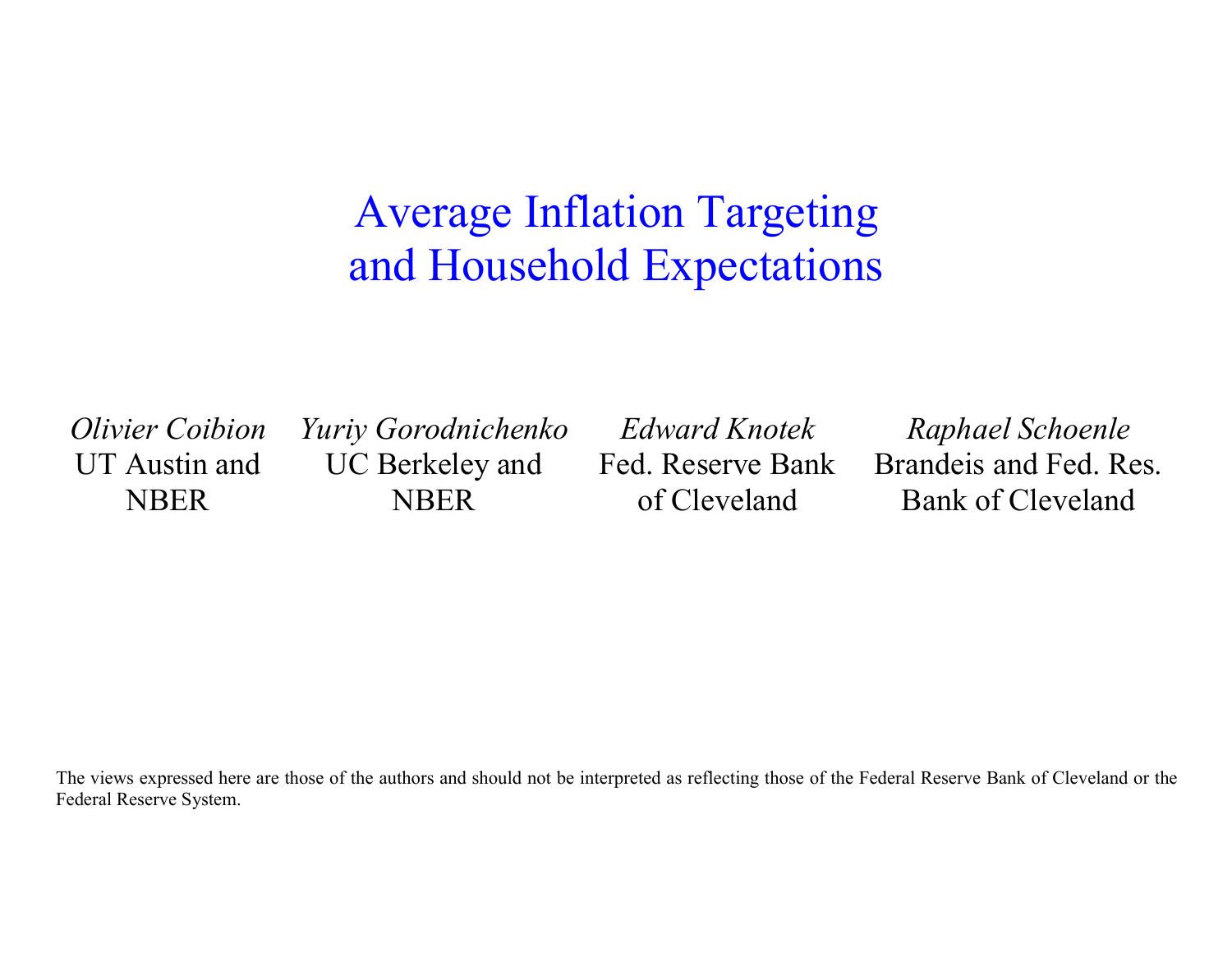# Average Inflation Targeting and Household Expectations

*Olivier Coibion*
UT Austin and NBER

*Yuriy Gorodnichenko*
UC Berkeley and NBER

*Edward Knotek*
Fed. Reserve Bank of Cleveland

*Raphael Schoenle*
Brandeis and Fed. Res. Bank of Cleveland

The views expressed here are those of the authors and should not be interpreted as reflecting those of the Federal Reserve Bank of Cleveland or the Federal Reserve System.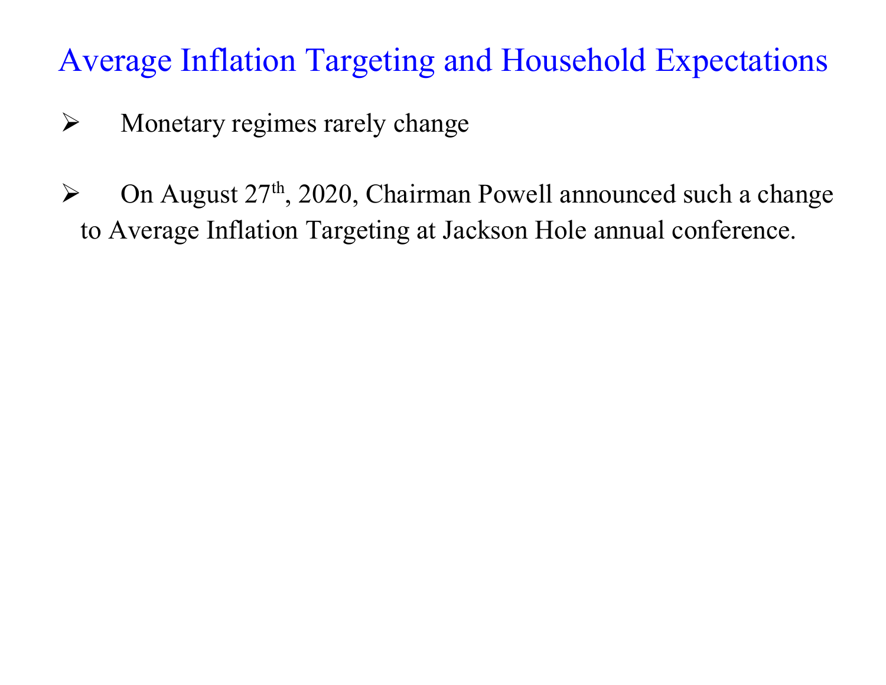# Average Inflation Targeting and Household Expectations

- Monetary regimes rarely change

- On August 27th, 2020, Chairman Powell announced such a change to Average Inflation Targeting at Jackson Hole annual conference.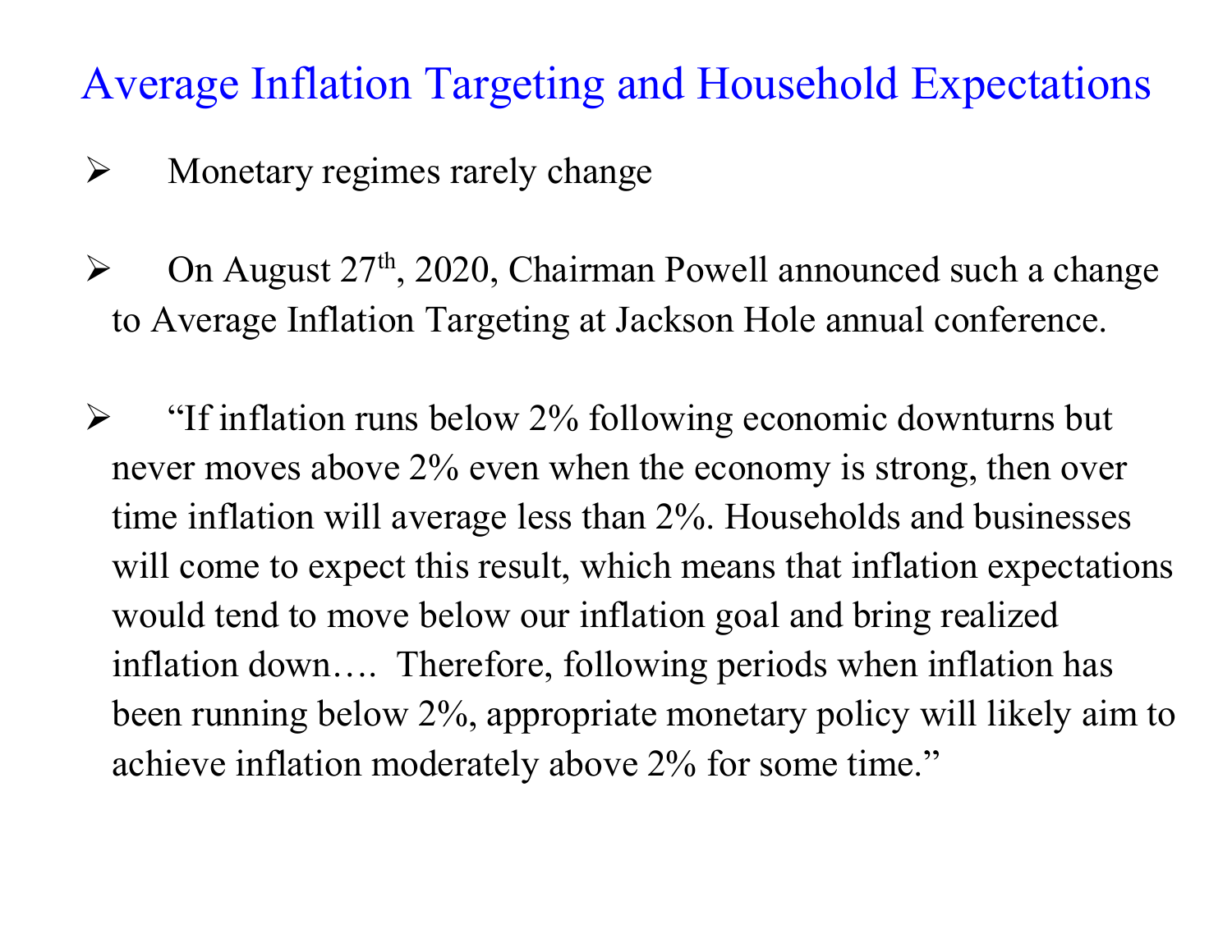# Average Inflation Targeting and Household Expectations

- Monetary regimes rarely change

- On August 27th, 2020, Chairman Powell announced such a change to Average Inflation Targeting at Jackson Hole annual conference.

- "If inflation runs below 2% following economic downturns but never moves above 2% even when the economy is strong, then over time inflation will average less than 2%. Households and businesses will come to expect this result, which means that inflation expectations would tend to move below our inflation goal and bring realized inflation down…. Therefore, following periods when inflation has been running below 2%, appropriate monetary policy will likely aim to achieve inflation moderately above 2% for some time."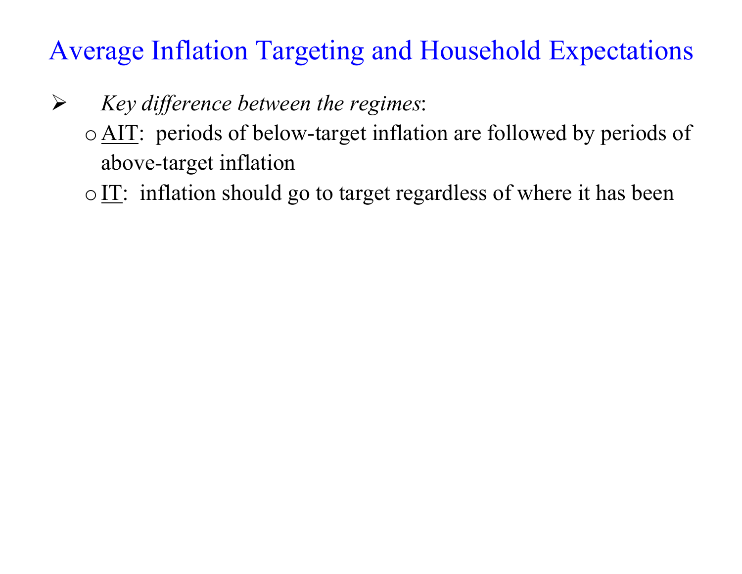# Average Inflation Targeting and Household Expectations

- *Key difference between the regimes*:
  - <u>AIT</u>: periods of below-target inflation are followed by periods of above-target inflation
  - <u>IT</u>: inflation should go to target regardless of where it has been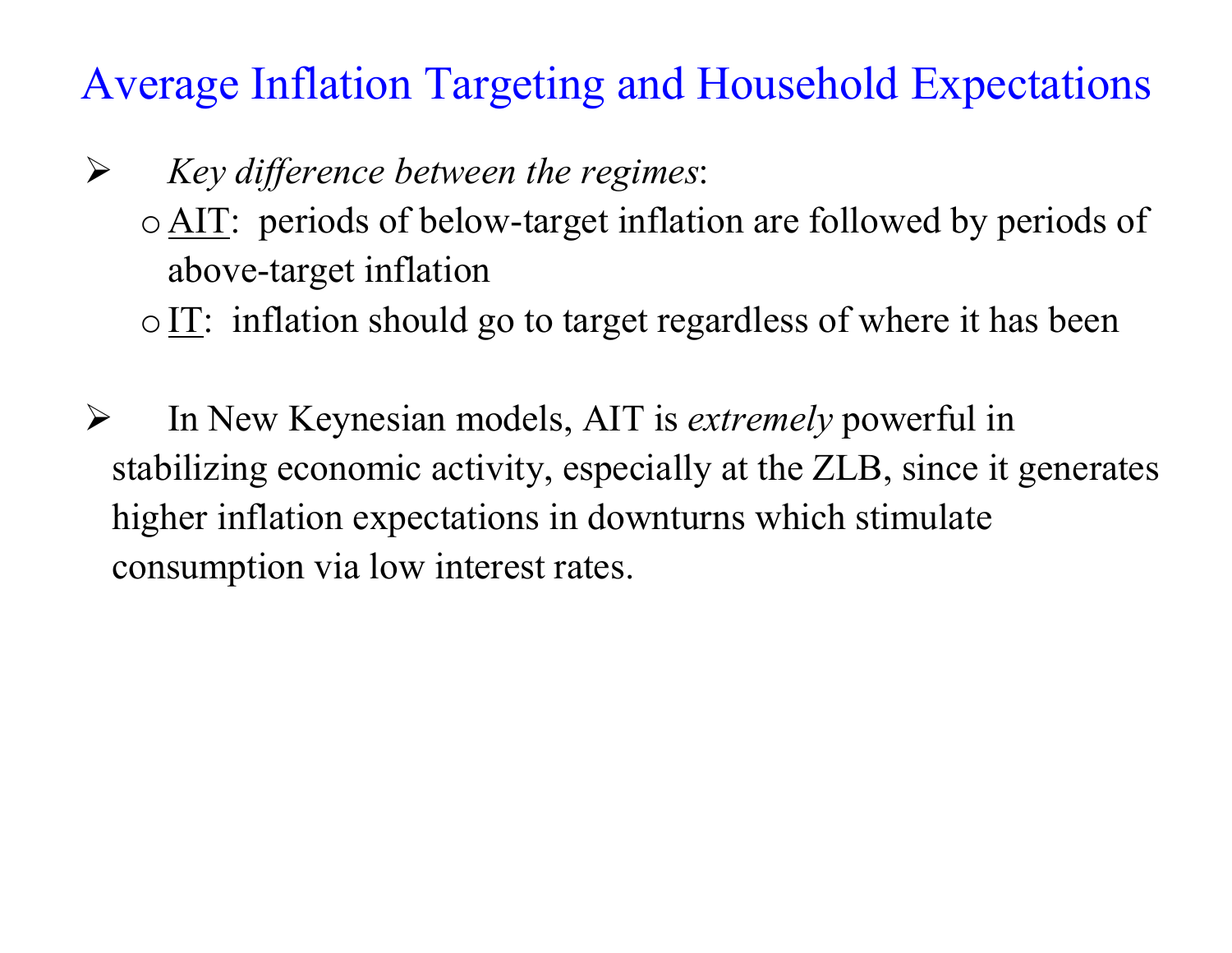# Average Inflation Targeting and Household Expectations

- *Key difference between the regimes*:
  - AIT: periods of below-target inflation are followed by periods of above-target inflation
  - IT: inflation should go to target regardless of where it has been

- In New Keynesian models, AIT is *extremely* powerful in stabilizing economic activity, especially at the ZLB, since it generates higher inflation expectations in downturns which stimulate consumption via low interest rates.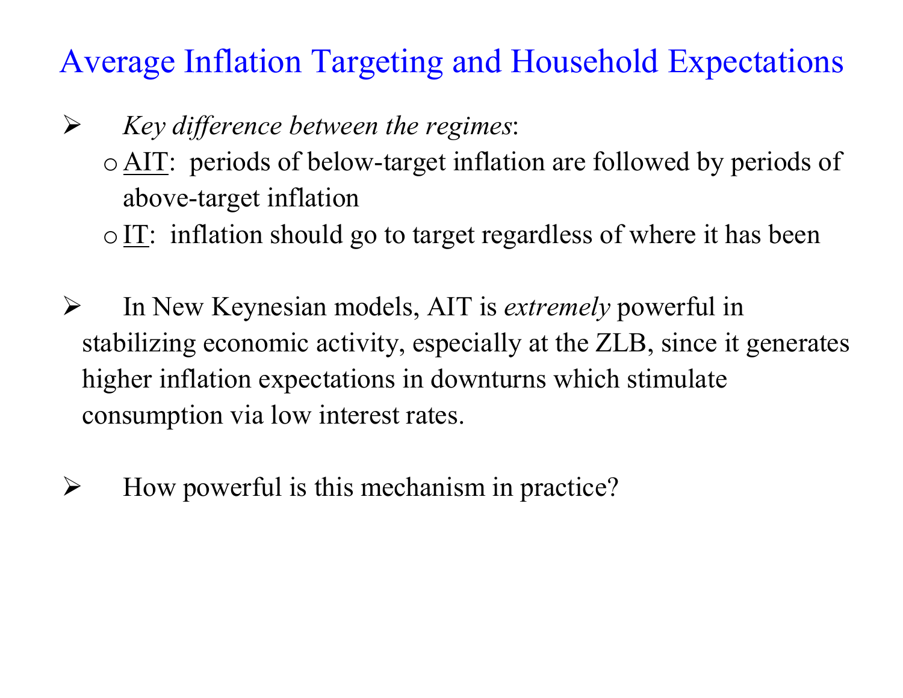# Average Inflation Targeting and Household Expectations

- *Key difference between the regimes*:
  - AIT: periods of below-target inflation are followed by periods of above-target inflation
  - IT: inflation should go to target regardless of where it has been

- In New Keynesian models, AIT is *extremely* powerful in stabilizing economic activity, especially at the ZLB, since it generates higher inflation expectations in downturns which stimulate consumption via low interest rates.

- How powerful is this mechanism in practice?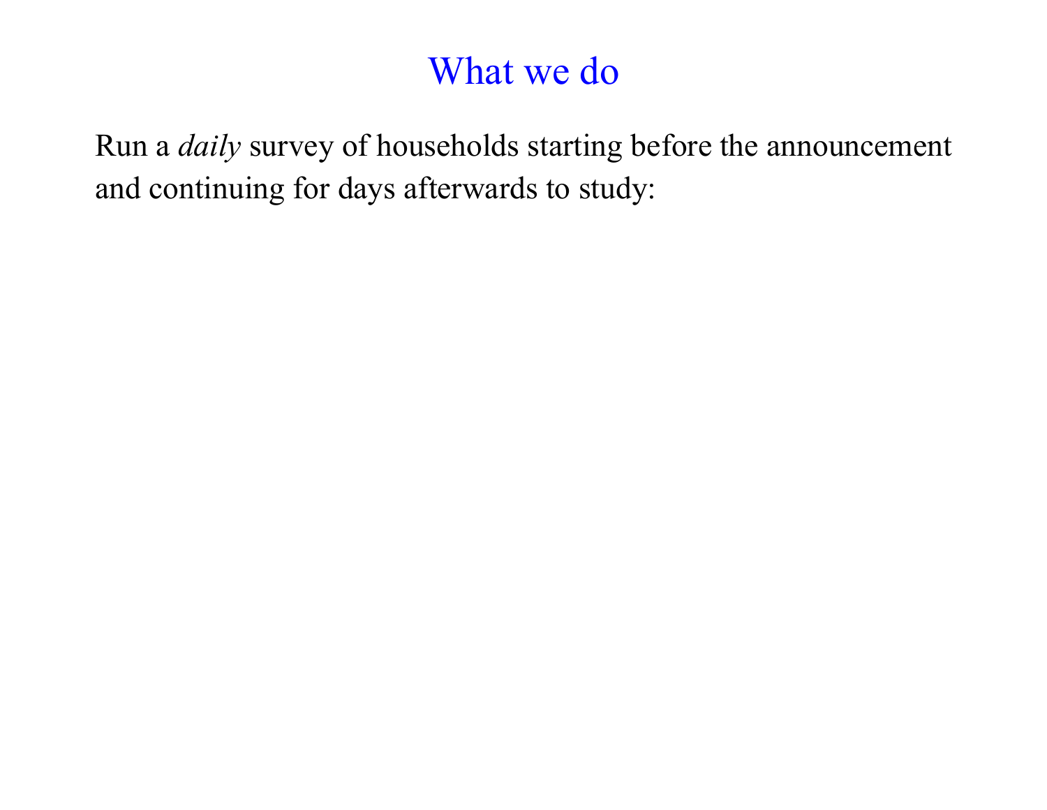# What we do

Run a *daily* survey of households starting before the announcement and continuing for days afterwards to study: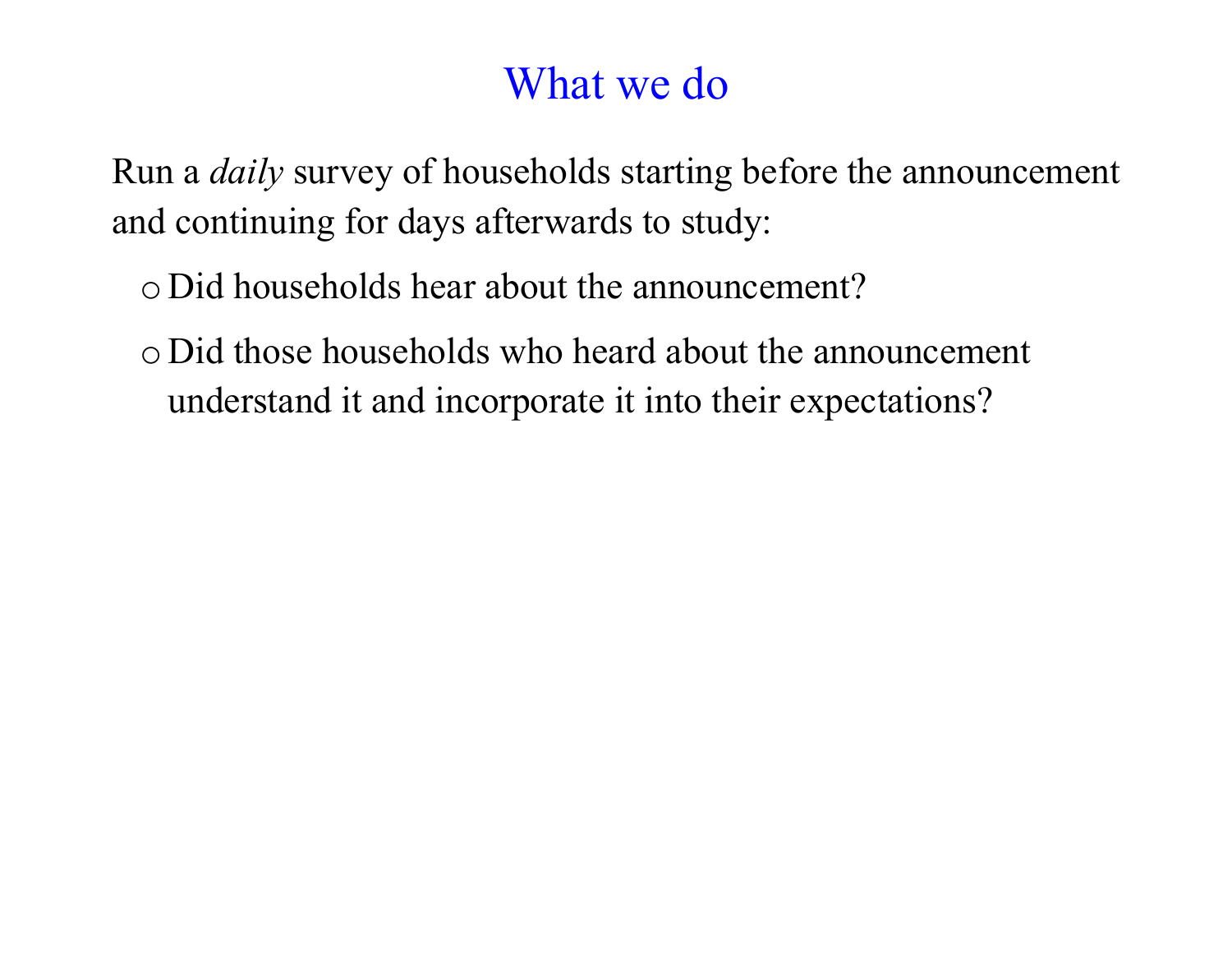# What we do

Run a *daily* survey of households starting before the announcement and continuing for days afterwards to study:

- Did households hear about the announcement?
- Did those households who heard about the announcement understand it and incorporate it into their expectations?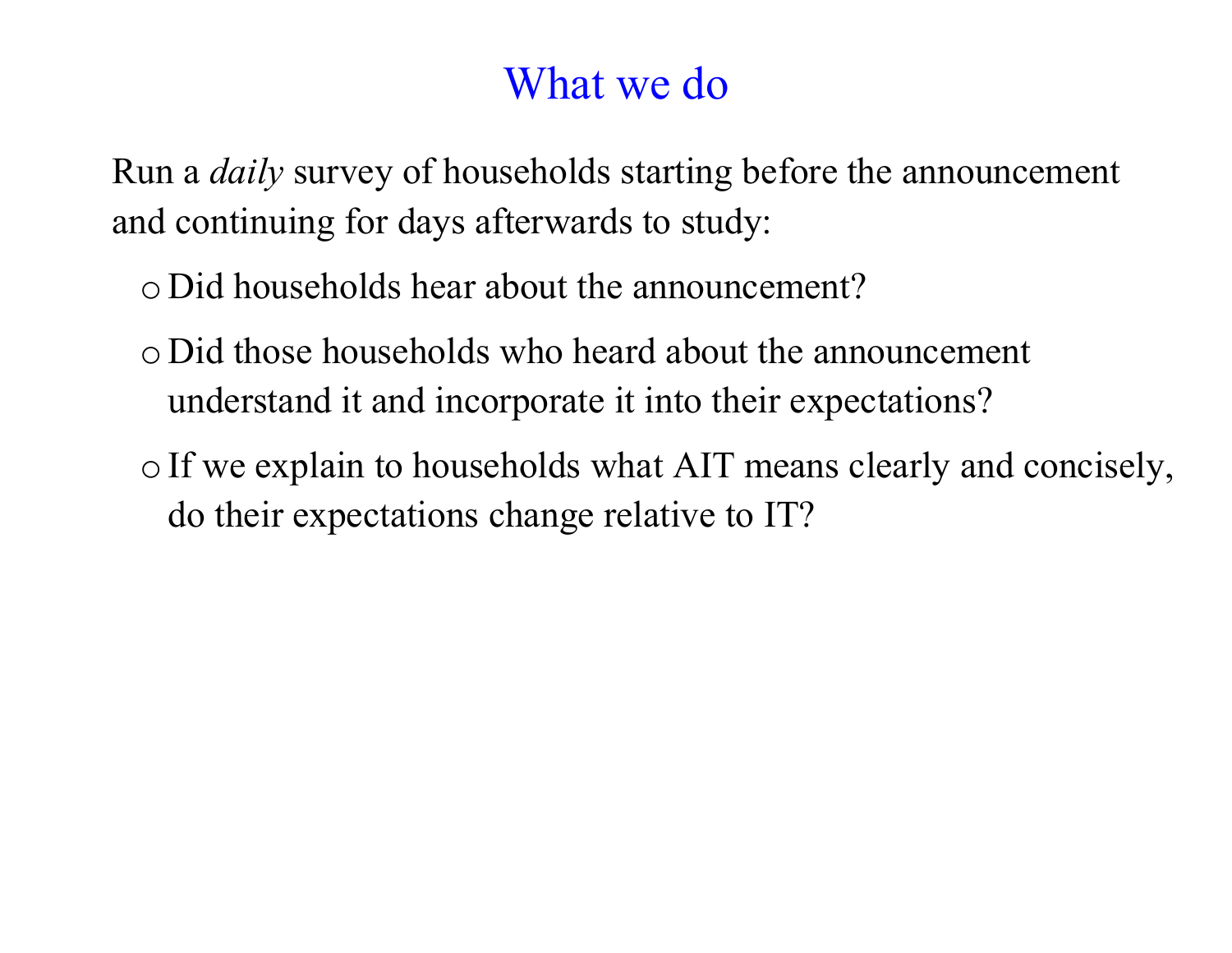# What we do

Run a *daily* survey of households starting before the announcement and continuing for days afterwards to study:

- Did households hear about the announcement?
- Did those households who heard about the announcement understand it and incorporate it into their expectations?
- If we explain to households what AIT means clearly and concisely, do their expectations change relative to IT?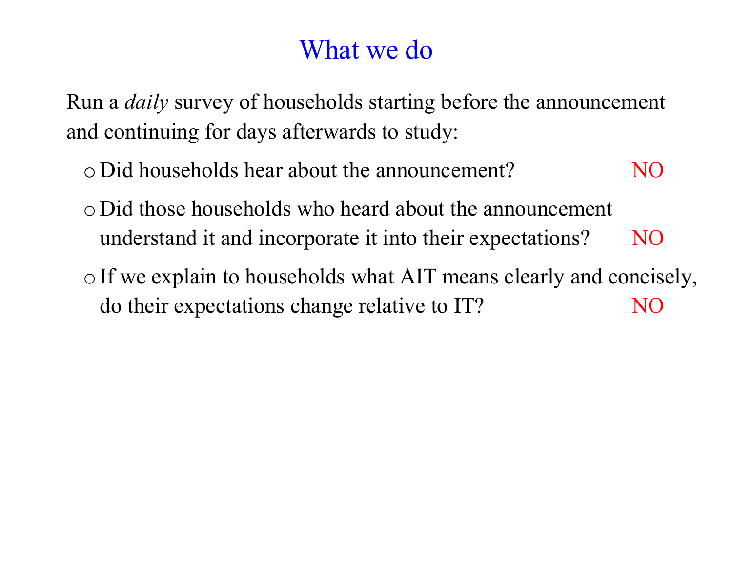# What we do

Run a *daily* survey of households starting before the announcement and continuing for days afterwards to study:

- Did households hear about the announcement? NO
- Did those households who heard about the announcement understand it and incorporate it into their expectations? NO
- If we explain to households what AIT means clearly and concisely, do their expectations change relative to IT? NO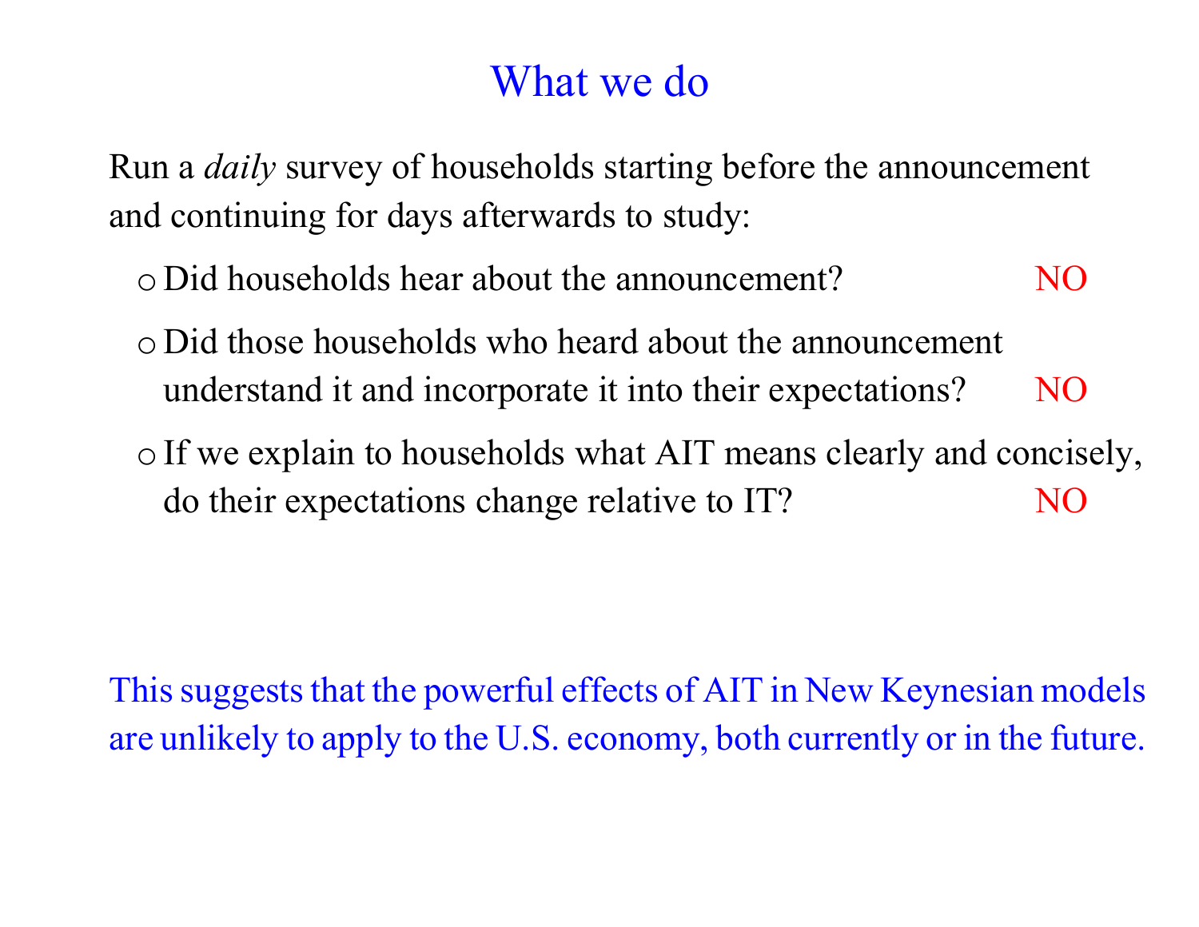# What we do

Run a *daily* survey of households starting before the announcement and continuing for days afterwards to study:

- Did households hear about the announcement? NO
- Did those households who heard about the announcement understand it and incorporate it into their expectations? NO
- If we explain to households what AIT means clearly and concisely, do their expectations change relative to IT? NO

This suggests that the powerful effects of AIT in New Keynesian models are unlikely to apply to the U.S. economy, both currently or in the future.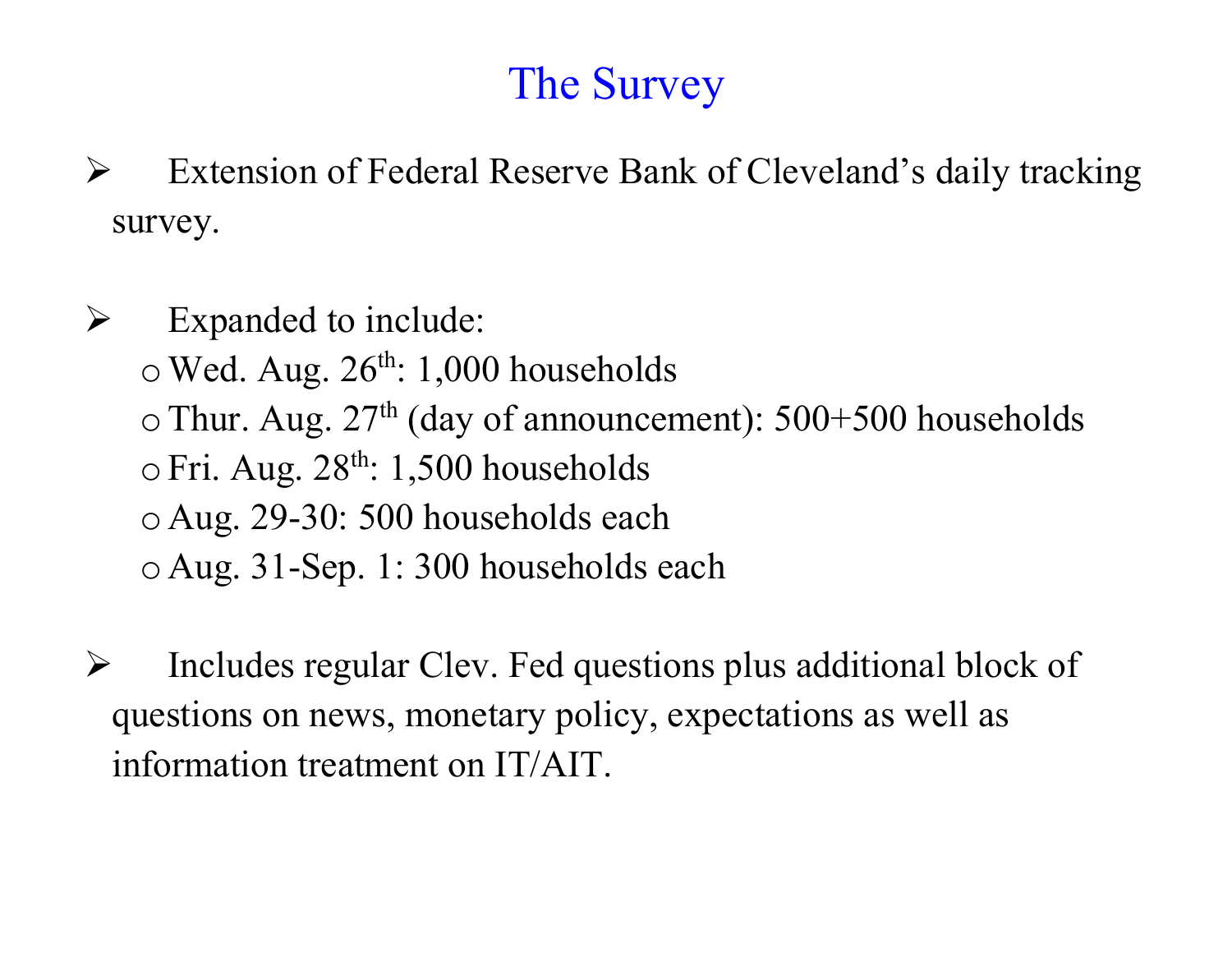# The Survey

- Extension of Federal Reserve Bank of Cleveland's daily tracking survey.

- Expanded to include:
  - Wed. Aug. 26th: 1,000 households
  - Thur. Aug. 27th (day of announcement): 500+500 households
  - Fri. Aug. 28th: 1,500 households
  - Aug. 29-30: 500 households each
  - Aug. 31-Sep. 1: 300 households each

- Includes regular Clev. Fed questions plus additional block of questions on news, monetary policy, expectations as well as information treatment on IT/AIT.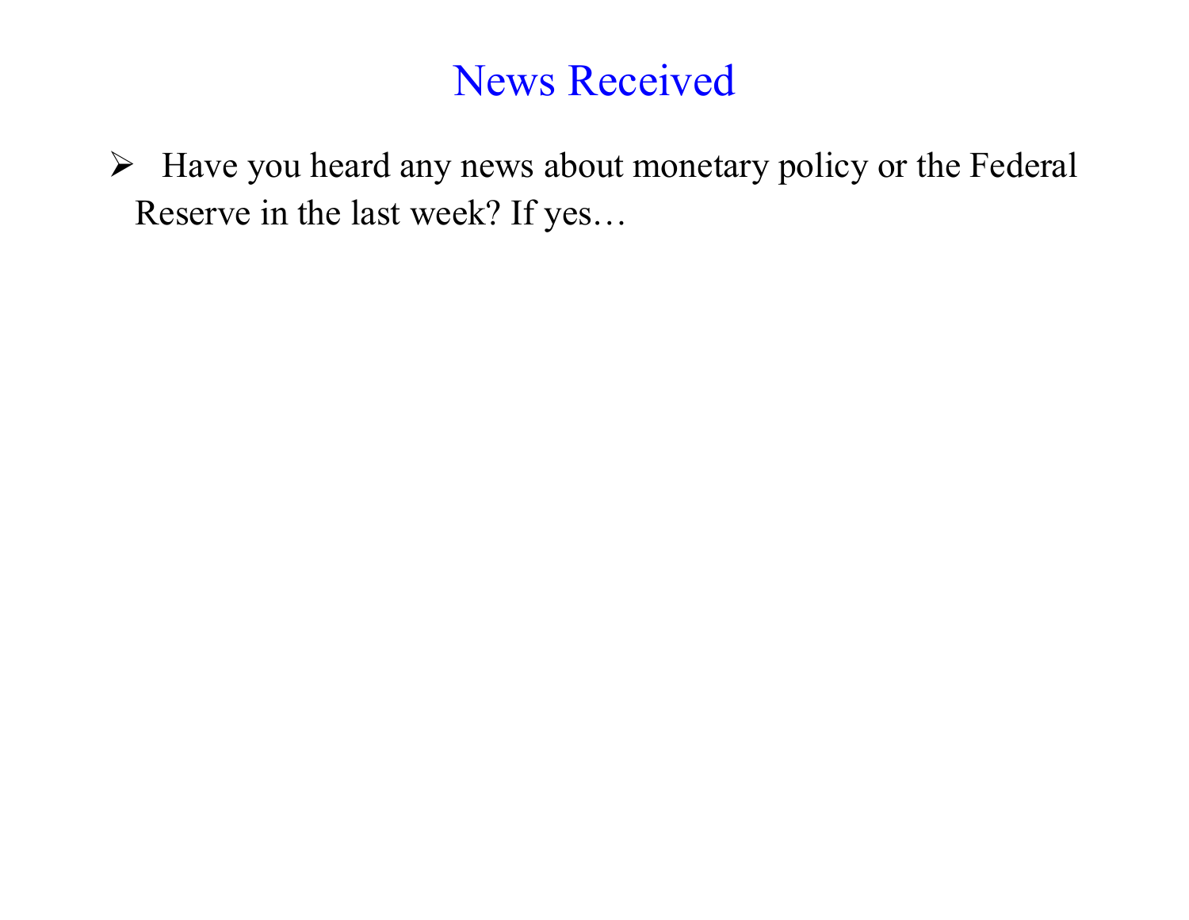# News Received

- Have you heard any news about monetary policy or the Federal Reserve in the last week? If yes…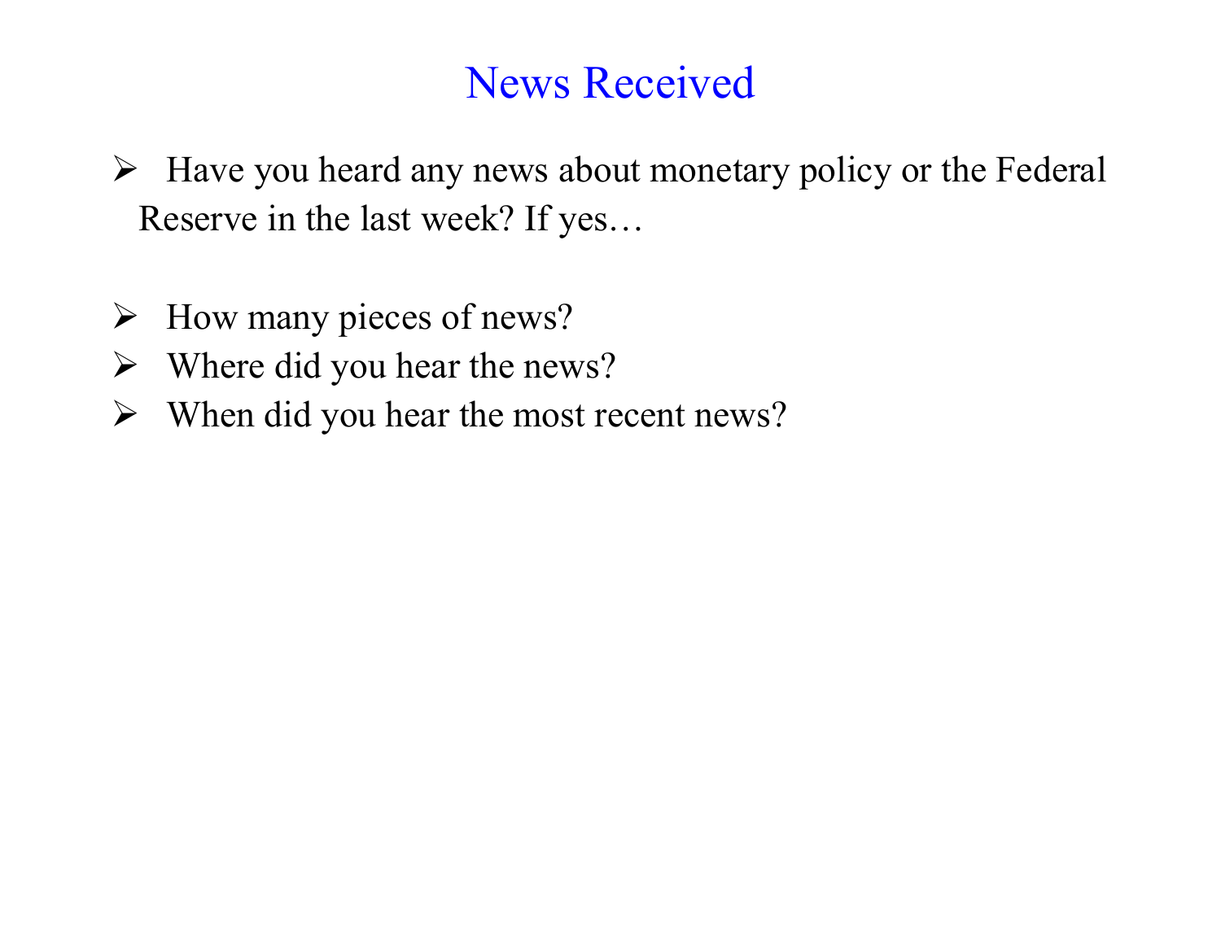# News Received

- Have you heard any news about monetary policy or the Federal Reserve in the last week? If yes…

- How many pieces of news?
- Where did you hear the news?
- When did you hear the most recent news?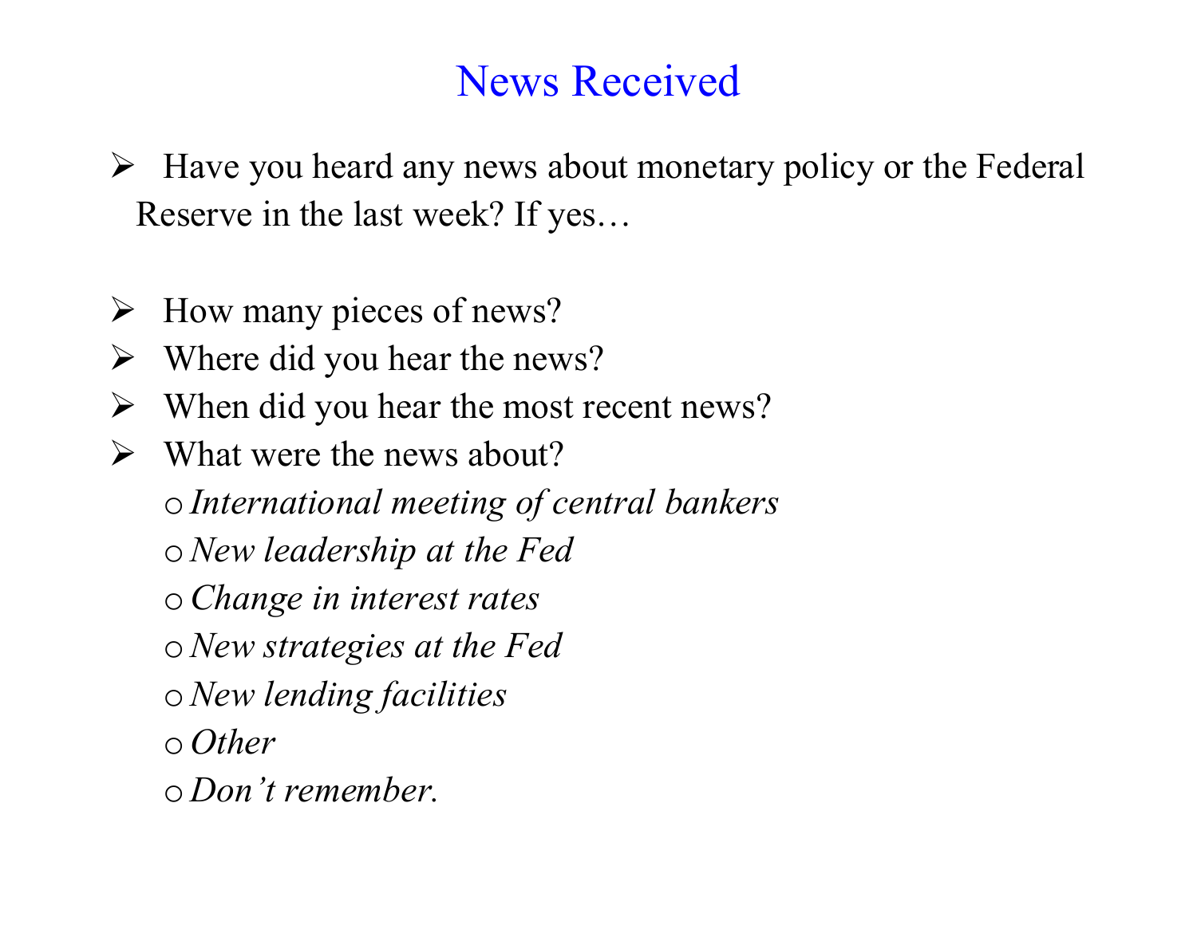# News Received

- Have you heard any news about monetary policy or the Federal Reserve in the last week? If yes…

- How many pieces of news?
- Where did you hear the news?
- When did you hear the most recent news?
- What were the news about?
  - *International meeting of central bankers*
  - *New leadership at the Fed*
  - *Change in interest rates*
  - *New strategies at the Fed*
  - *New lending facilities*
  - *Other*
  - *Don't remember.*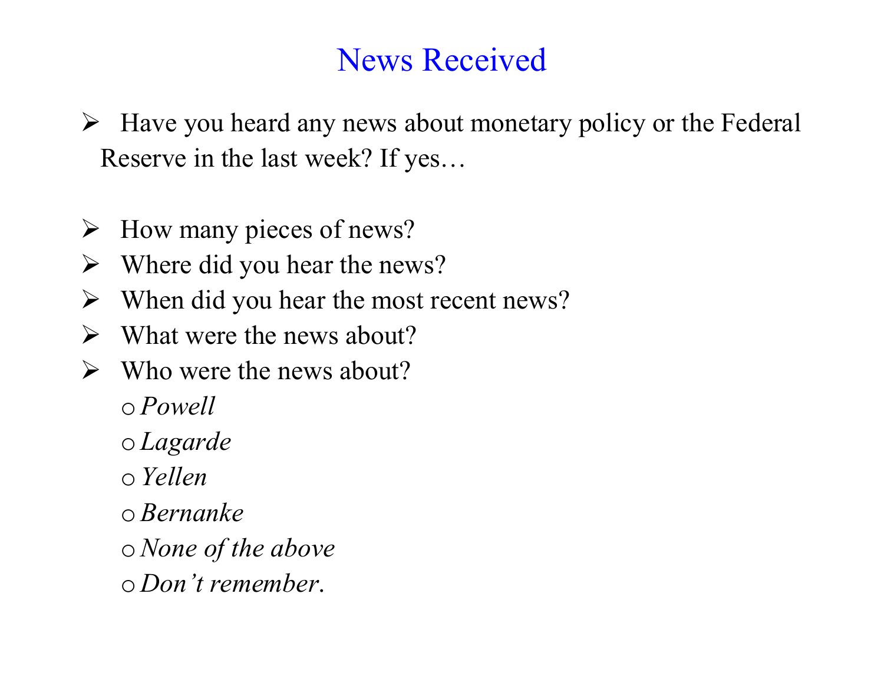# News Received

- Have you heard any news about monetary policy or the Federal Reserve in the last week? If yes…

- How many pieces of news?
- Where did you hear the news?
- When did you hear the most recent news?
- What were the news about?
- Who were the news about?
  - *Powell*
  - *Lagarde*
  - *Yellen*
  - *Bernanke*
  - *None of the above*
  - *Don't remember.*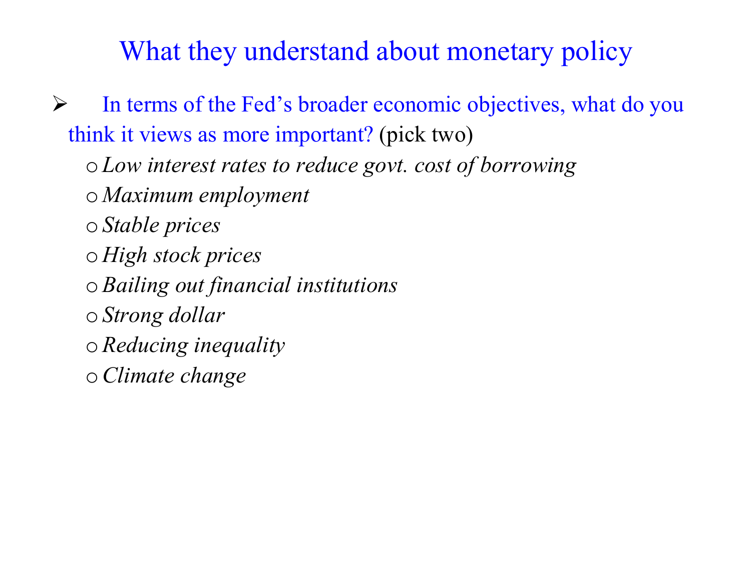# What they understand about monetary policy

- In terms of the Fed's broader economic objectives, what do you think it views as more important? (pick two)
  - *Low interest rates to reduce govt. cost of borrowing*
  - *Maximum employment*
  - *Stable prices*
  - *High stock prices*
  - *Bailing out financial institutions*
  - *Strong dollar*
  - *Reducing inequality*
  - *Climate change*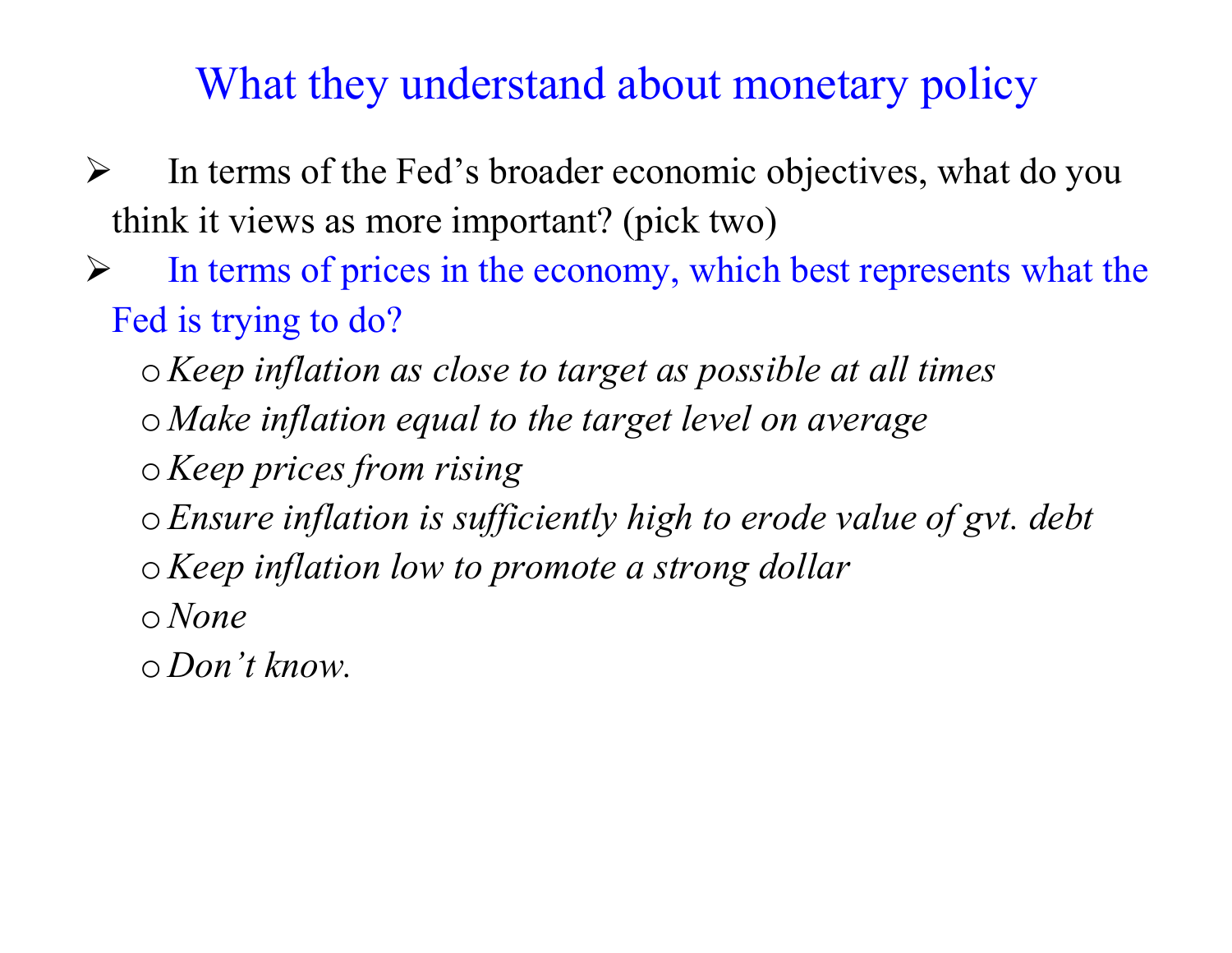# What they understand about monetary policy

- In terms of the Fed's broader economic objectives, what do you think it views as more important? (pick two)
- In terms of prices in the economy, which best represents what the Fed is trying to do?
  - *Keep inflation as close to target as possible at all times*
  - *Make inflation equal to the target level on average*
  - *Keep prices from rising*
  - *Ensure inflation is sufficiently high to erode value of gvt. debt*
  - *Keep inflation low to promote a strong dollar*
  - *None*
  - *Don't know.*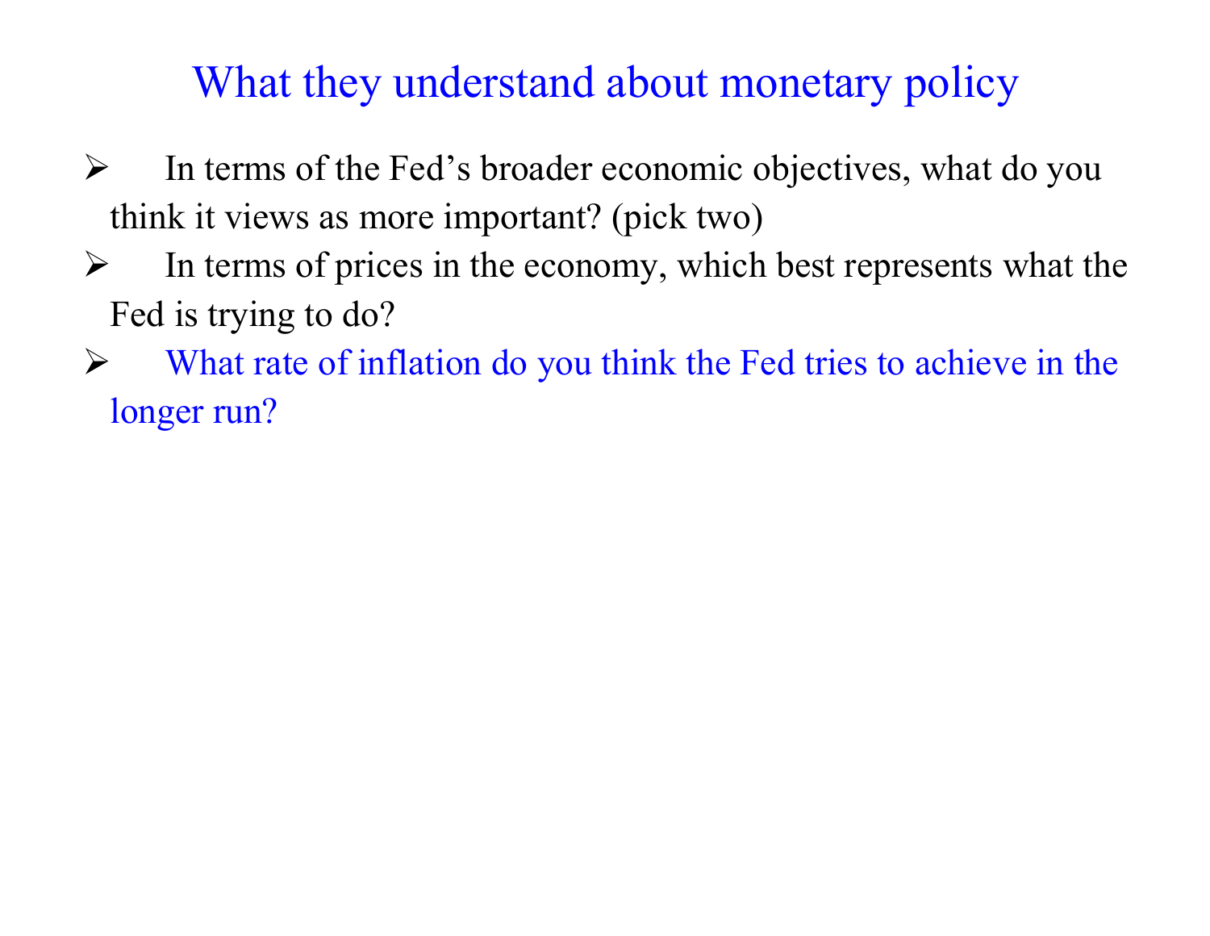# What they understand about monetary policy

- In terms of the Fed's broader economic objectives, what do you think it views as more important? (pick two)
- In terms of prices in the economy, which best represents what the Fed is trying to do?
- What rate of inflation do you think the Fed tries to achieve in the longer run?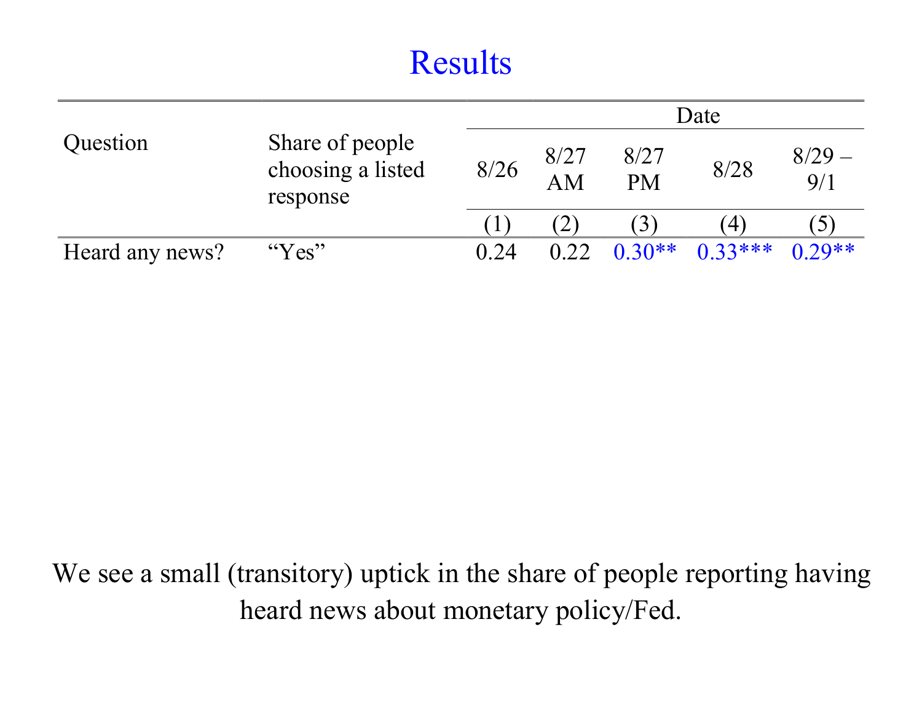# Results

| Question | Share of people choosing a listed response | Date | | | | |
|---|---|---|---|---|---|---|
| | | 8/26 | 8/27 AM | 8/27 PM | 8/28 | 8/29 – 9/1 |
| | | (1) | (2) | (3) | (4) | (5) |
| Heard any news? | "Yes" | 0.24 | 0.22 | 0.30** | 0.33*** | 0.29** |

We see a small (transitory) uptick in the share of people reporting having heard news about monetary policy/Fed.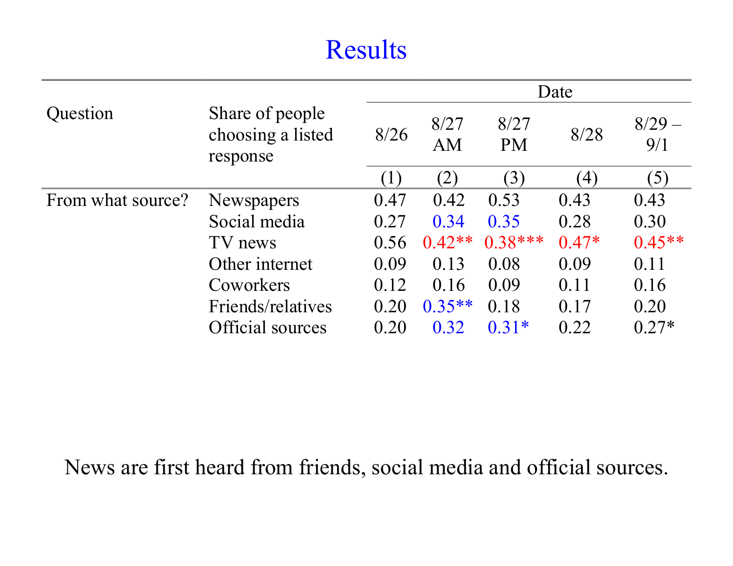# Results

| Question | Share of people choosing a listed response | Date | | | | |
|---|---|---|---|---|---|---|
| | | 8/26 | 8/27 AM | 8/27 PM | 8/28 | 8/29 – 9/1 |
| | | (1) | (2) | (3) | (4) | (5) |
| From what source? | Newspapers | 0.47 | 0.42 | 0.53 | 0.43 | 0.43 |
| | Social media | 0.27 | 0.34 | 0.35 | 0.28 | 0.30 |
| | TV news | 0.56 | 0.42** | 0.38*** | 0.47* | 0.45** |
| | Other internet | 0.09 | 0.13 | 0.08 | 0.09 | 0.11 |
| | Coworkers | 0.12 | 0.16 | 0.09 | 0.11 | 0.16 |
| | Friends/relatives | 0.20 | 0.35** | 0.18 | 0.17 | 0.20 |
| | Official sources | 0.20 | 0.32 | 0.31* | 0.22 | 0.27* |

News are first heard from friends, social media and official sources.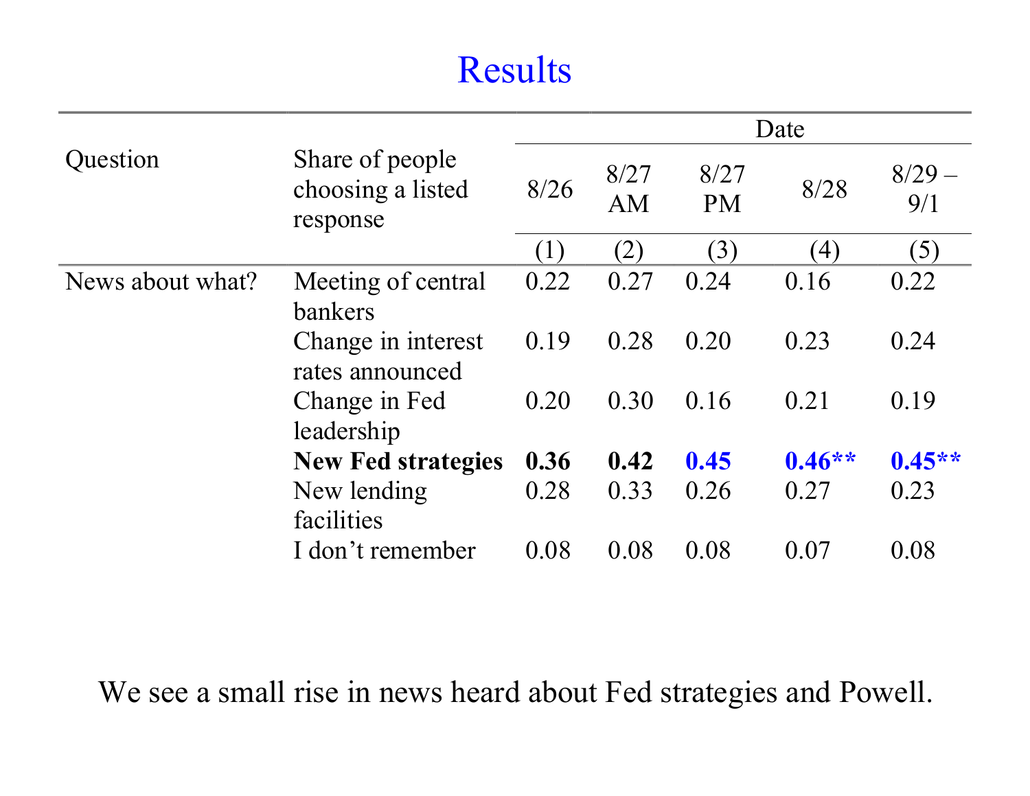# Results

| Question | Share of people choosing a listed response | Date | | | | |
|---|---|---|---|---|---|---|
| | | 8/26 | 8/27 AM | 8/27 PM | 8/28 | 8/29 – 9/1 |
| | | (1) | (2) | (3) | (4) | (5) |
| News about what? | Meeting of central bankers | 0.22 | 0.27 | 0.24 | 0.16 | 0.22 |
| | Change in interest rates announced | 0.19 | 0.28 | 0.20 | 0.23 | 0.24 |
| | Change in Fed leadership | 0.20 | 0.30 | 0.16 | 0.21 | 0.19 |
| | **New Fed strategies** | **0.36** | **0.42** | **0.45** | **0.46**** | **0.45**** |
| | New lending facilities | 0.28 | 0.33 | 0.26 | 0.27 | 0.23 |
| | I don't remember | 0.08 | 0.08 | 0.08 | 0.07 | 0.08 |

We see a small rise in news heard about Fed strategies and Powell.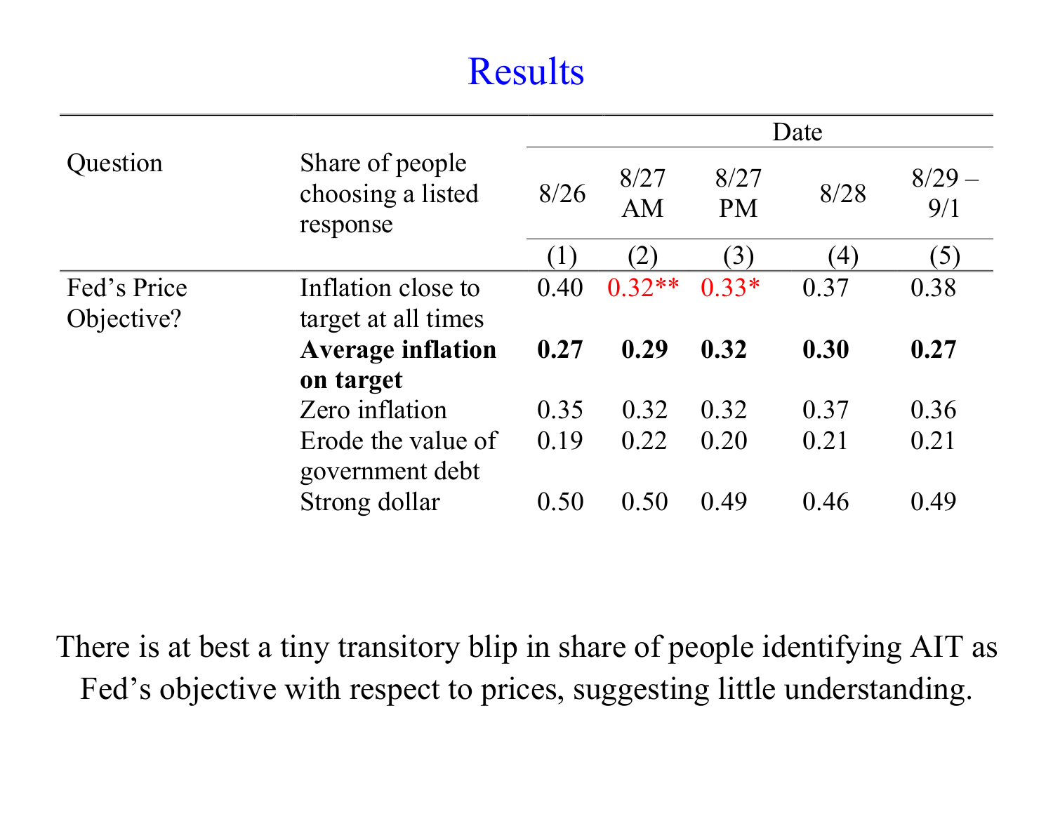# Results

| Question | Share of people choosing a listed response | Date | | | | |
|---|---|---|---|---|---|---|
| | | 8/26 | 8/27 AM | 8/27 PM | 8/28 | 8/29 – 9/1 |
| | | (1) | (2) | (3) | (4) | (5) |
| Fed's Price Objective? | Inflation close to target at all times | 0.40 | 0.32** | 0.33* | 0.37 | 0.38 |
| | **Average inflation on target** | **0.27** | **0.29** | **0.32** | **0.30** | **0.27** |
| | Zero inflation | 0.35 | 0.32 | 0.32 | 0.37 | 0.36 |
| | Erode the value of government debt | 0.19 | 0.22 | 0.20 | 0.21 | 0.21 |
| | Strong dollar | 0.50 | 0.50 | 0.49 | 0.46 | 0.49 |

There is at best a tiny transitory blip in share of people identifying AIT as Fed's objective with respect to prices, suggesting little understanding.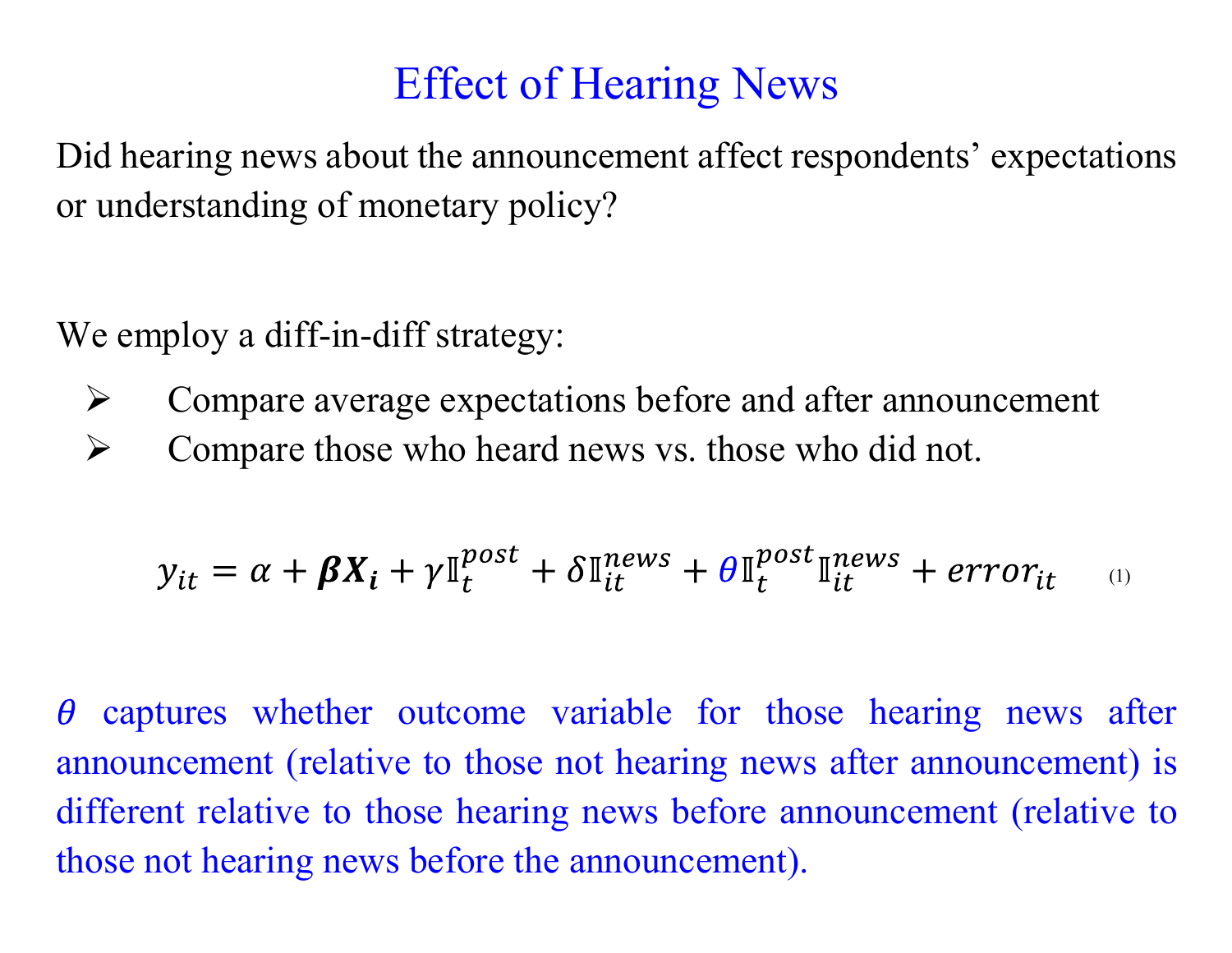# Effect of Hearing News

Did hearing news about the announcement affect respondents' expectations or understanding of monetary policy?

We employ a diff-in-diff strategy:

- Compare average expectations before and after announcement
- Compare those who heard news vs. those who did not.

$$y_{it} = \alpha + \boldsymbol{\beta X_i} + \gamma \mathbb{I}_t^{post} + \delta \mathbb{I}_{it}^{news} + \theta \mathbb{I}_t^{post} \mathbb{I}_{it}^{news} + error_{it} \tag{1}$$

$\theta$ captures whether outcome variable for those hearing news after announcement (relative to those not hearing news after announcement) is different relative to those hearing news before announcement (relative to those not hearing news before the announcement).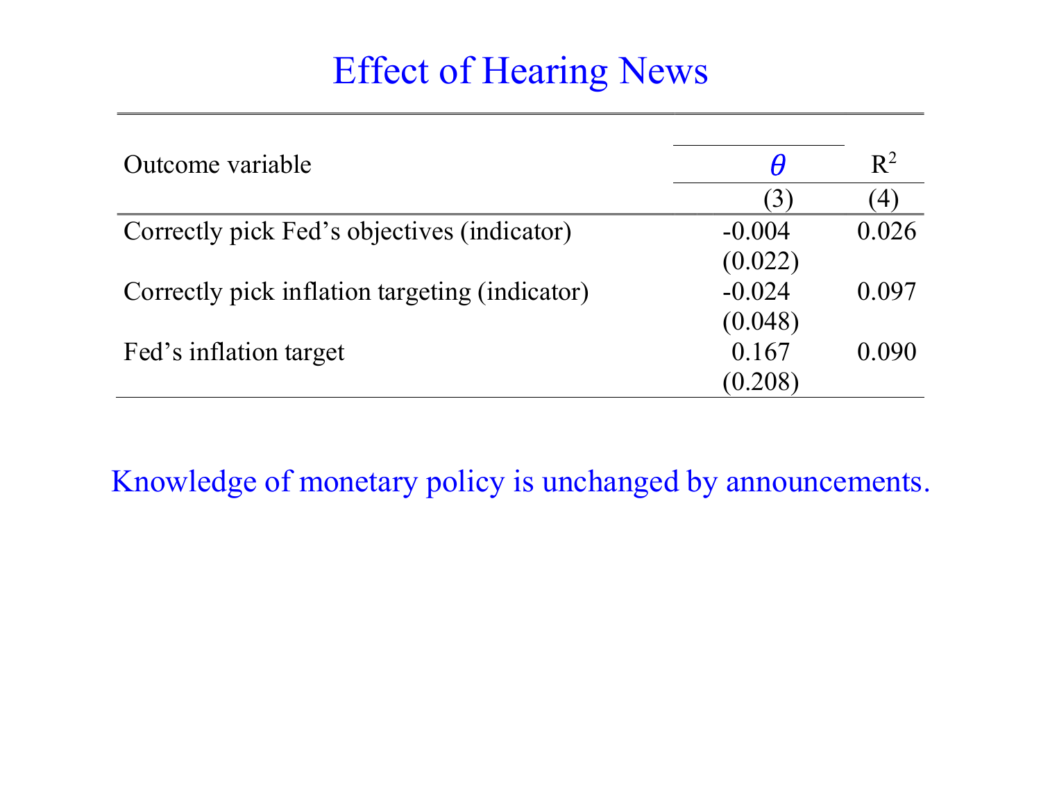# Effect of Hearing News

| Outcome variable | $\theta$ | $R^2$ |
|---|---|---|
| | (3) | (4) |
| Correctly pick Fed's objectives (indicator) | -0.004 | 0.026 |
| | (0.022) | |
| Correctly pick inflation targeting (indicator) | -0.024 | 0.097 |
| | (0.048) | |
| Fed's inflation target | 0.167 | 0.090 |
| | (0.208) | |

Knowledge of monetary policy is unchanged by announcements.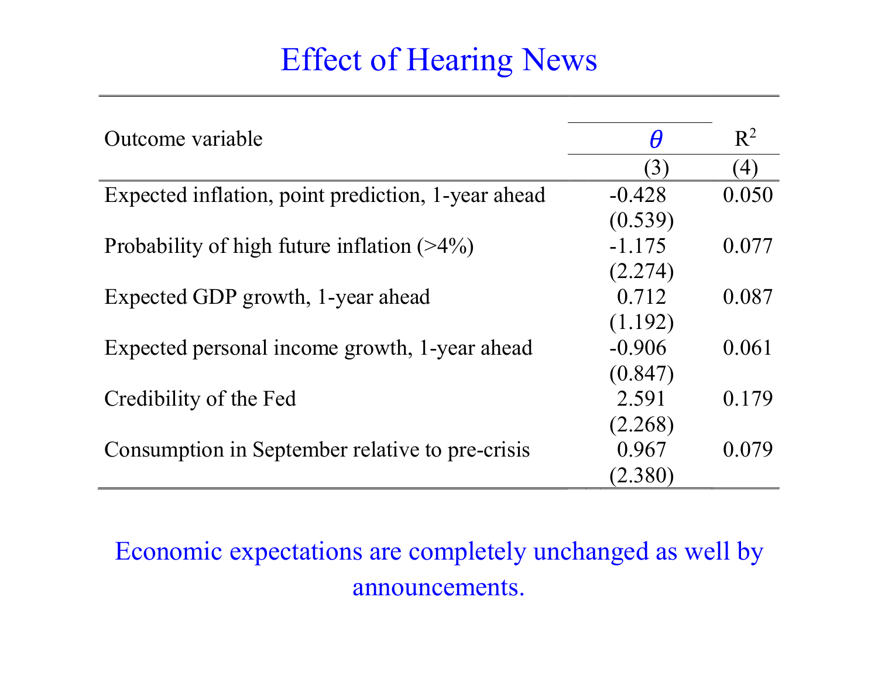# Effect of Hearing News

| Outcome variable | $\theta$ | $R^2$ |
|---|---|---|
| | (3) | (4) |
| Expected inflation, point prediction, 1-year ahead | -0.428 | 0.050 |
| | (0.539) | |
| Probability of high future inflation (>4%) | -1.175 | 0.077 |
| | (2.274) | |
| Expected GDP growth, 1-year ahead | 0.712 | 0.087 |
| | (1.192) | |
| Expected personal income growth, 1-year ahead | -0.906 | 0.061 |
| | (0.847) | |
| Credibility of the Fed | 2.591 | 0.179 |
| | (2.268) | |
| Consumption in September relative to pre-crisis | 0.967 | 0.079 |
| | (2.380) | |

Economic expectations are completely unchanged as well by announcements.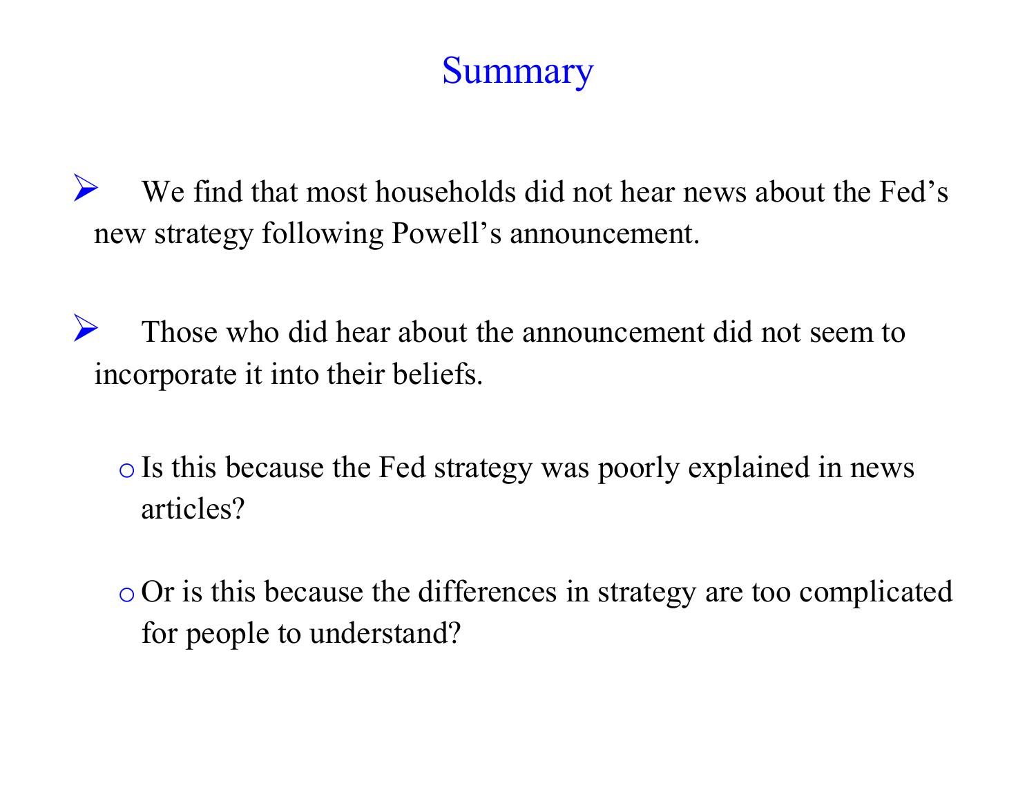# Summary

- We find that most households did not hear news about the Fed's new strategy following Powell's announcement.

- Those who did hear about the announcement did not seem to incorporate it into their beliefs.

  - Is this because the Fed strategy was poorly explained in news articles?

  - Or is this because the differences in strategy are too complicated for people to understand?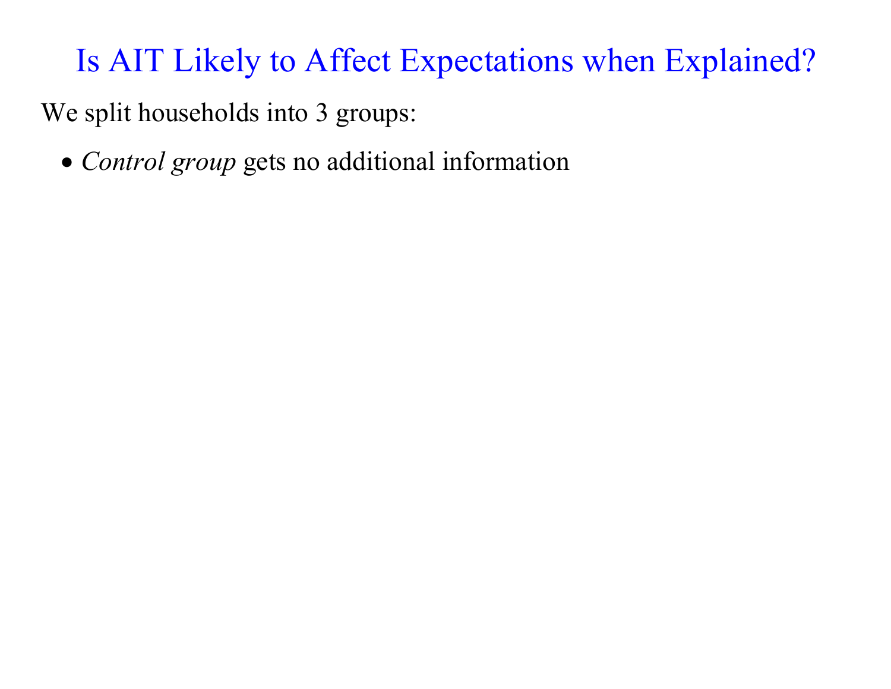# Is AIT Likely to Affect Expectations when Explained?

We split households into 3 groups:

- *Control group* gets no additional information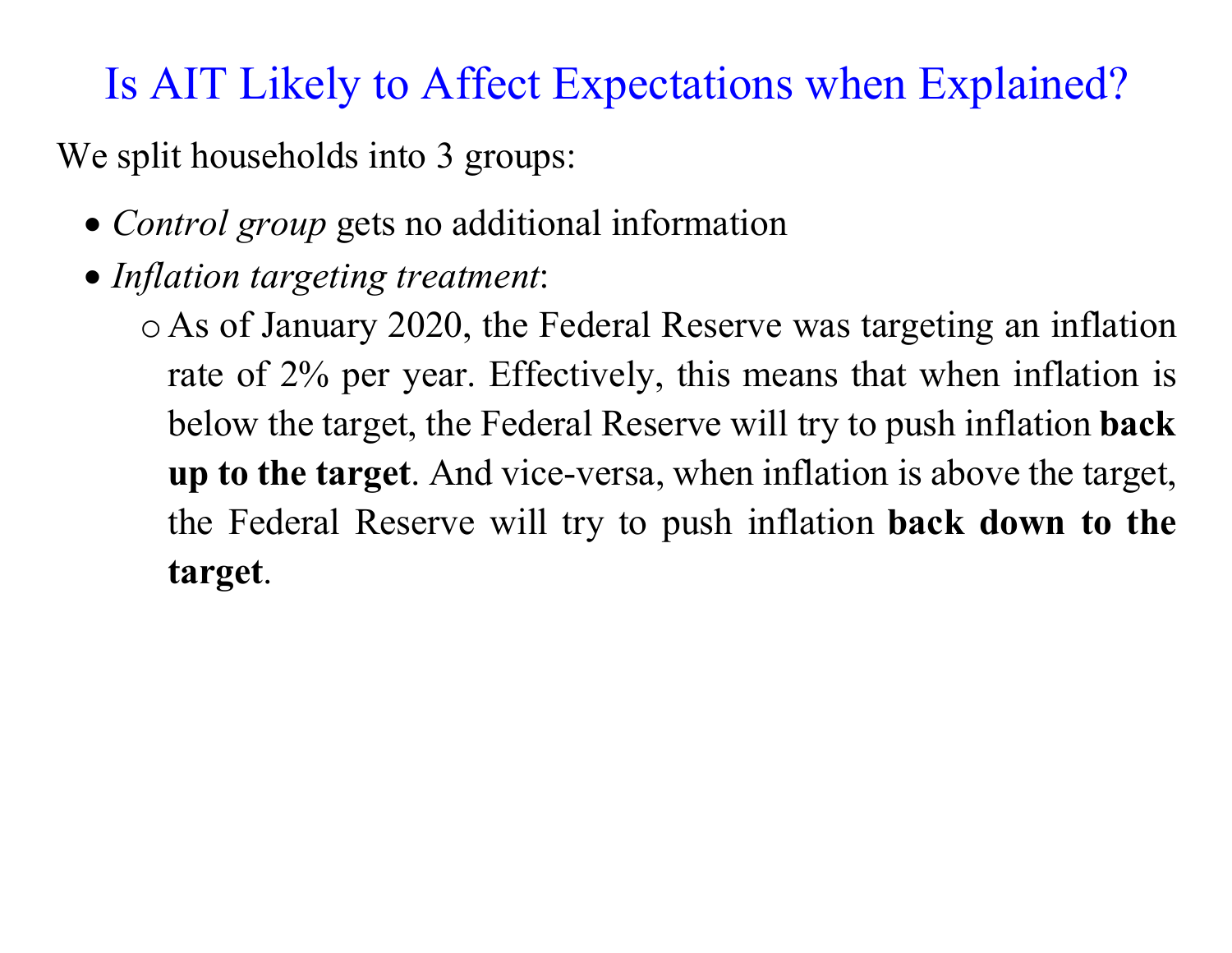# Is AIT Likely to Affect Expectations when Explained?

We split households into 3 groups:

- *Control group* gets no additional information
- *Inflation targeting treatment*:
  - As of January 2020, the Federal Reserve was targeting an inflation rate of 2% per year. Effectively, this means that when inflation is below the target, the Federal Reserve will try to push inflation **back up to the target**. And vice-versa, when inflation is above the target, the Federal Reserve will try to push inflation **back down to the target**.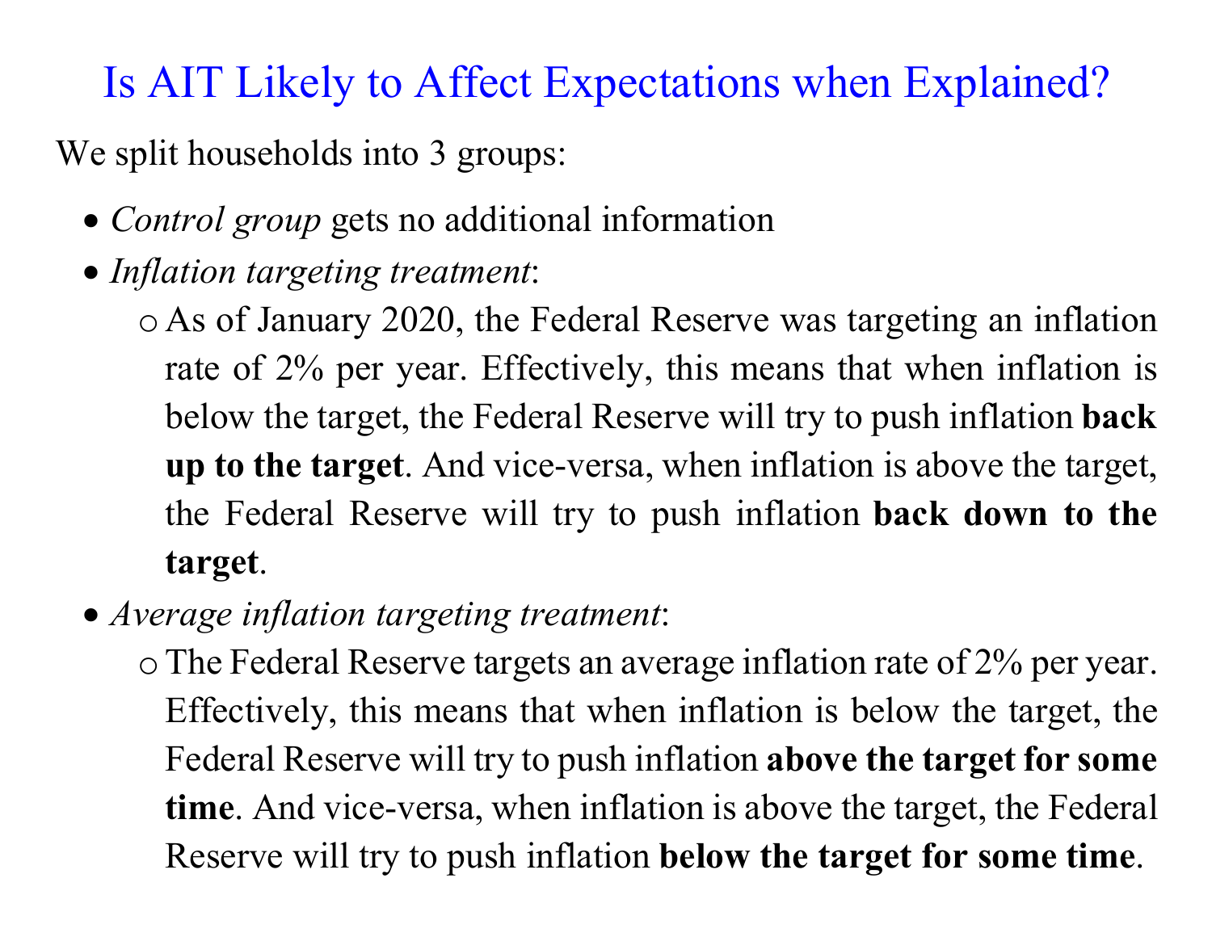# Is AIT Likely to Affect Expectations when Explained?

We split households into 3 groups:

- *Control group* gets no additional information
- *Inflation targeting treatment*:
  - As of January 2020, the Federal Reserve was targeting an inflation rate of 2% per year. Effectively, this means that when inflation is below the target, the Federal Reserve will try to push inflation **back up to the target**. And vice-versa, when inflation is above the target, the Federal Reserve will try to push inflation **back down to the target**.
- *Average inflation targeting treatment*:
  - The Federal Reserve targets an average inflation rate of 2% per year. Effectively, this means that when inflation is below the target, the Federal Reserve will try to push inflation **above the target for some time**. And vice-versa, when inflation is above the target, the Federal Reserve will try to push inflation **below the target for some time**.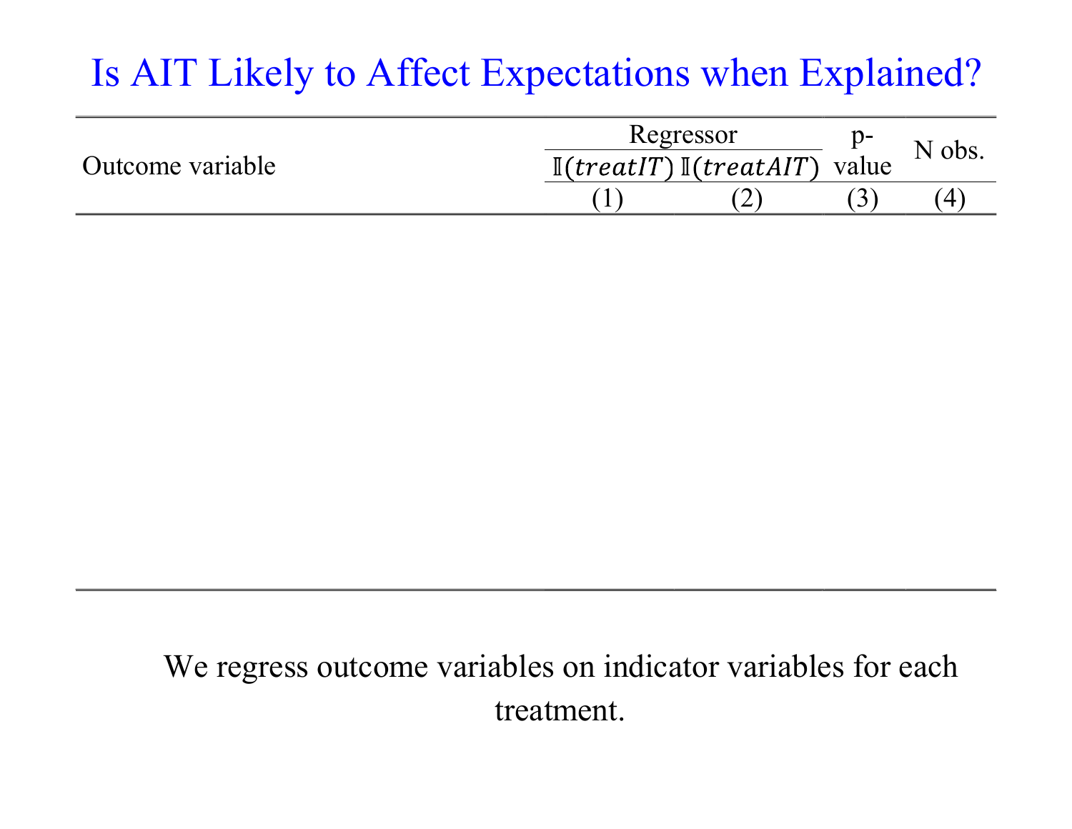# Is AIT Likely to Affect Expectations when Explained?

| Outcome variable | Regressor | | p-value | N obs. |
|---|---|---|---|---|
| | $\mathbb{I}(treatIT)$ | $\mathbb{I}(treatAIT)$ | | |
| | (1) | (2) | (3) | (4) |

We regress outcome variables on indicator variables for each treatment.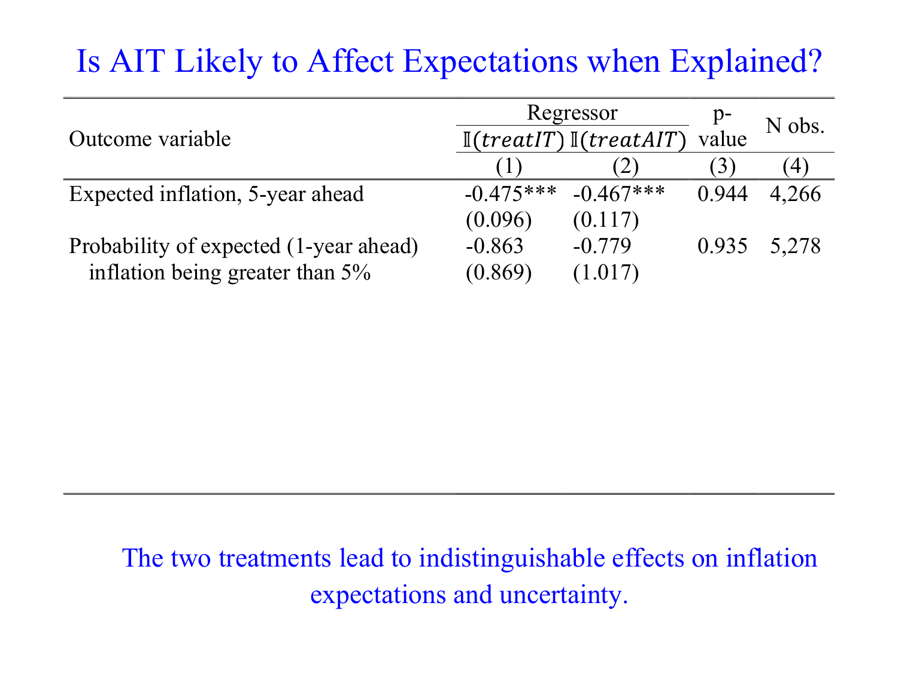# Is AIT Likely to Affect Expectations when Explained?

| Outcome variable | Regressor | | p-value | N obs. |
|---|---|---|---|---|
| | $\mathbb{I}(treatIT)$ | $\mathbb{I}(treatAIT)$ | | |
| | (1) | (2) | (3) | (4) |
| Expected inflation, 5-year ahead | -0.475*** | -0.467*** | 0.944 | 4,266 |
| | (0.096) | (0.117) | | |
| Probability of expected (1-year ahead) inflation being greater than 5% | -0.863 | -0.779 | 0.935 | 5,278 |
| | (0.869) | (1.017) | | |

The two treatments lead to indistinguishable effects on inflation expectations and uncertainty.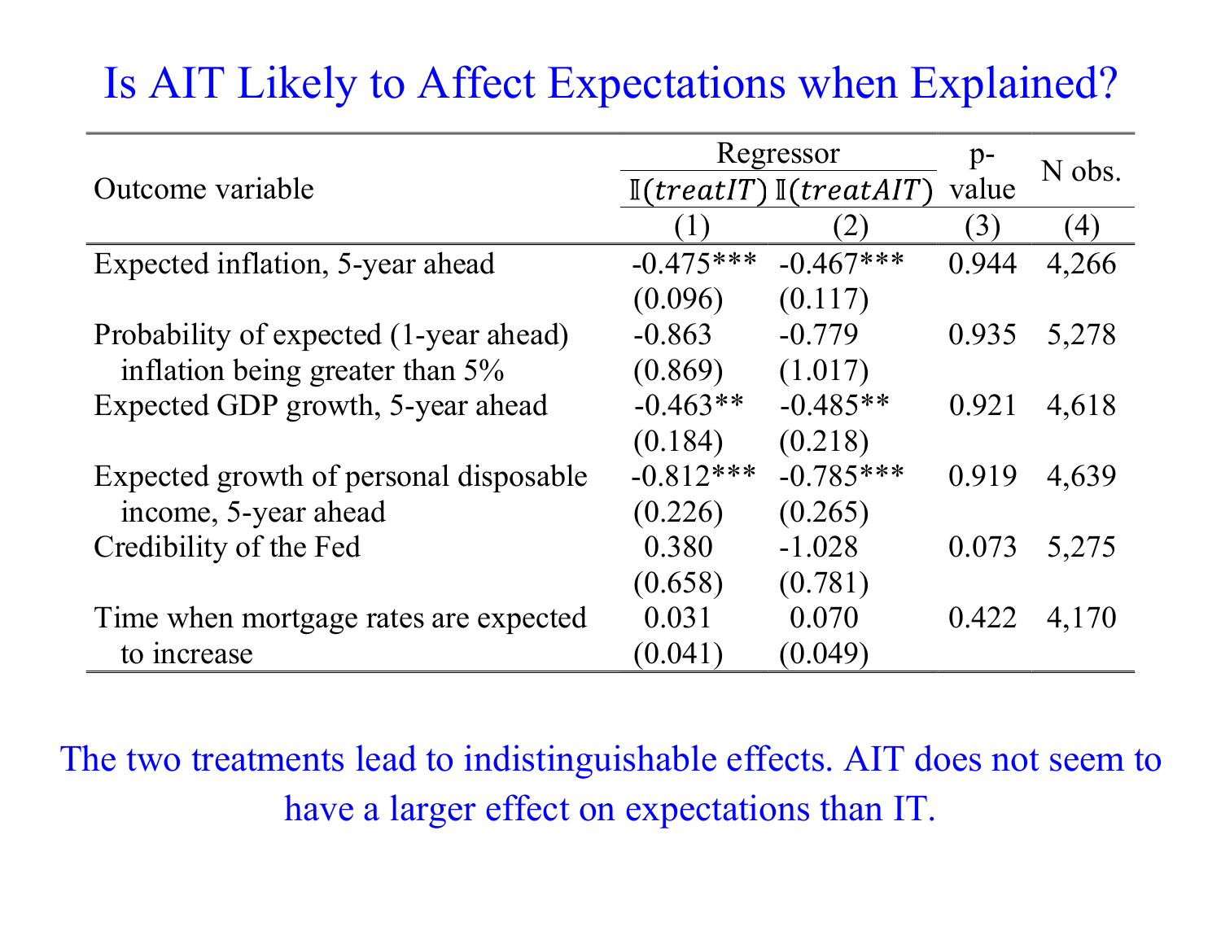# Is AIT Likely to Affect Expectations when Explained?

| Outcome variable | Regressor | | p-value | N obs. |
|---|---|---|---|---|
| | $\mathbb{I}(treatIT)$ | $\mathbb{I}(treatAIT)$ | | |
| | (1) | (2) | (3) | (4) |
| Expected inflation, 5-year ahead | -0.475*** | -0.467*** | 0.944 | 4,266 |
| | (0.096) | (0.117) | | |
| Probability of expected (1-year ahead) inflation being greater than 5% | -0.863 | -0.779 | 0.935 | 5,278 |
| | (0.869) | (1.017) | | |
| Expected GDP growth, 5-year ahead | -0.463** | -0.485** | 0.921 | 4,618 |
| | (0.184) | (0.218) | | |
| Expected growth of personal disposable income, 5-year ahead | -0.812*** | -0.785*** | 0.919 | 4,639 |
| | (0.226) | (0.265) | | |
| Credibility of the Fed | 0.380 | -1.028 | 0.073 | 5,275 |
| | (0.658) | (0.781) | | |
| Time when mortgage rates are expected to increase | 0.031 | 0.070 | 0.422 | 4,170 |
| | (0.041) | (0.049) | | |

The two treatments lead to indistinguishable effects. AIT does not seem to have a larger effect on expectations than IT.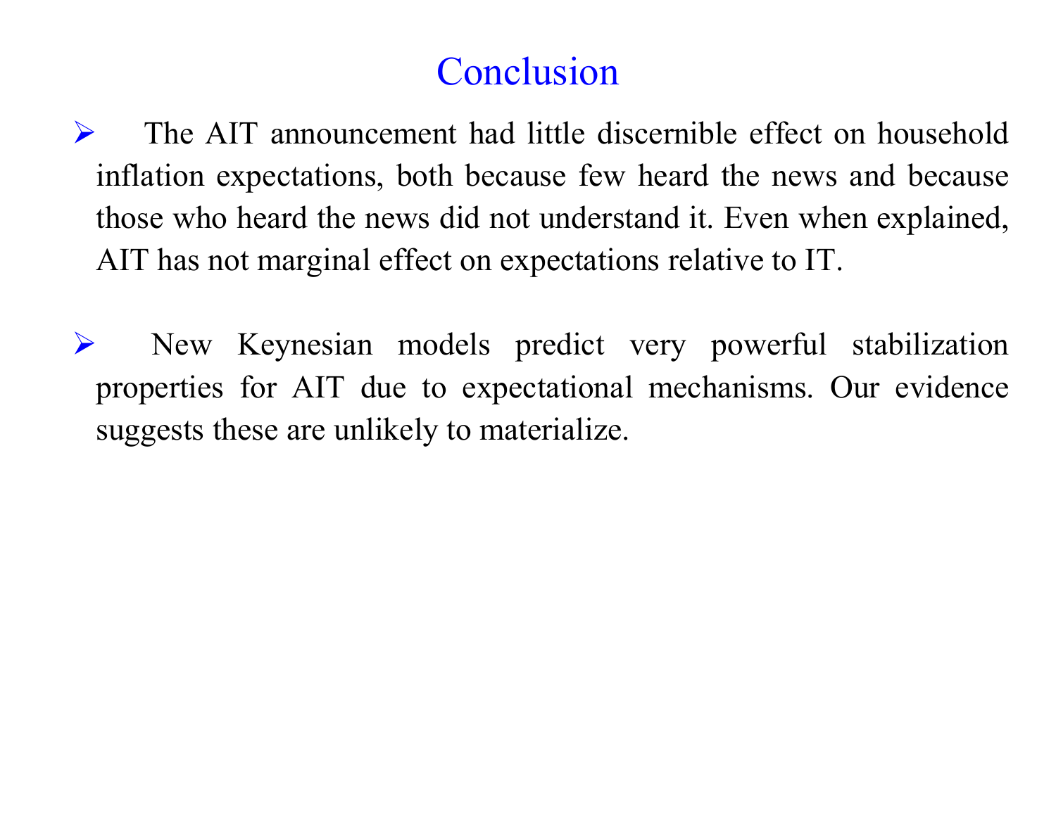# Conclusion

- The AIT announcement had little discernible effect on household inflation expectations, both because few heard the news and because those who heard the news did not understand it. Even when explained, AIT has not marginal effect on expectations relative to IT.

- New Keynesian models predict very powerful stabilization properties for AIT due to expectational mechanisms. Our evidence suggests these are unlikely to materialize.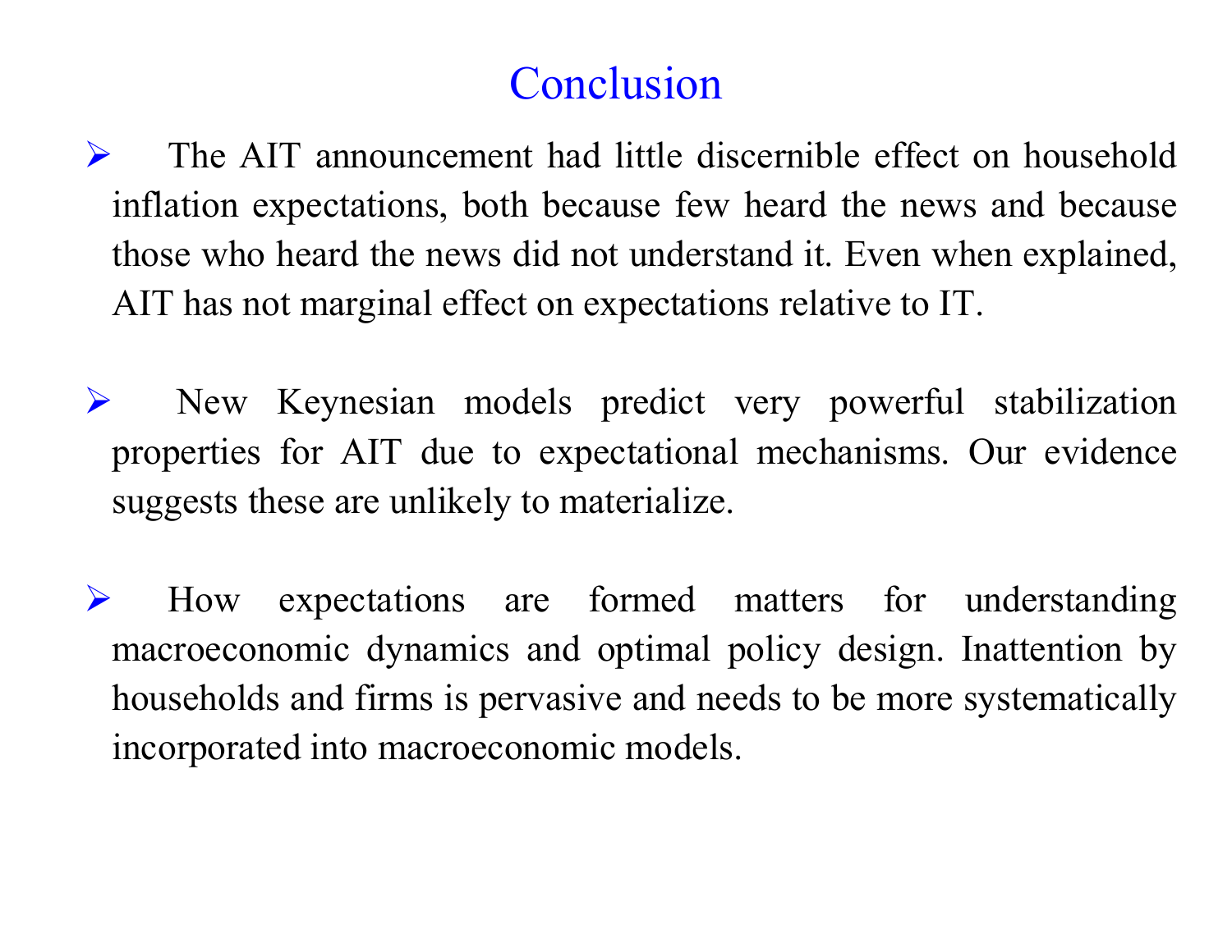# Conclusion

- The AIT announcement had little discernible effect on household inflation expectations, both because few heard the news and because those who heard the news did not understand it. Even when explained, AIT has not marginal effect on expectations relative to IT.

- New Keynesian models predict very powerful stabilization properties for AIT due to expectational mechanisms. Our evidence suggests these are unlikely to materialize.

- How expectations are formed matters for understanding macroeconomic dynamics and optimal policy design. Inattention by households and firms is pervasive and needs to be more systematically incorporated into macroeconomic models.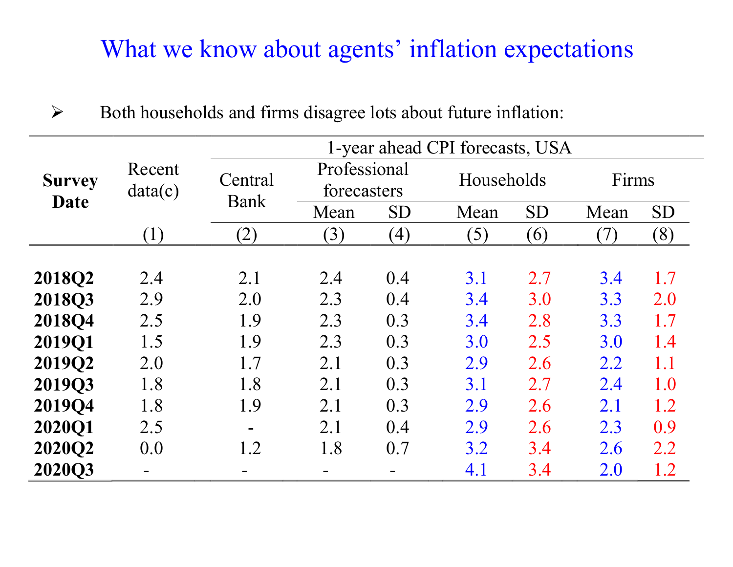# What we know about agents' inflation expectations

- Both households and firms disagree lots about future inflation:

| Survey Date | Recent data(c) | 1-year ahead CPI forecasts, USA | | | | | | |
|---|---|---|---|---|---|---|---|---|
| | | Central Bank | Professional forecasters | | Households | | Firms | |
| | | | Mean | SD | Mean | SD | Mean | SD |
| | (1) | (2) | (3) | (4) | (5) | (6) | (7) | (8) |
| **2018Q2** | 2.4 | 2.1 | 2.4 | 0.4 | 3.1 | 2.7 | 3.4 | 1.7 |
| **2018Q3** | 2.9 | 2.0 | 2.3 | 0.4 | 3.4 | 3.0 | 3.3 | 2.0 |
| **2018Q4** | 2.5 | 1.9 | 2.3 | 0.3 | 3.4 | 2.8 | 3.3 | 1.7 |
| **2019Q1** | 1.5 | 1.9 | 2.3 | 0.3 | 3.0 | 2.5 | 3.0 | 1.4 |
| **2019Q2** | 2.0 | 1.7 | 2.1 | 0.3 | 2.9 | 2.6 | 2.2 | 1.1 |
| **2019Q3** | 1.8 | 1.8 | 2.1 | 0.3 | 3.1 | 2.7 | 2.4 | 1.0 |
| **2019Q4** | 1.8 | 1.9 | 2.1 | 0.3 | 2.9 | 2.6 | 2.1 | 1.2 |
| **2020Q1** | 2.5 | - | 2.1 | 0.4 | 2.9 | 2.6 | 2.3 | 0.9 |
| **2020Q2** | 0.0 | 1.2 | 1.8 | 0.7 | 3.2 | 3.4 | 2.6 | 2.2 |
| **2020Q3** | - | - | - | - | 4.1 | 3.4 | 2.0 | 1.2 |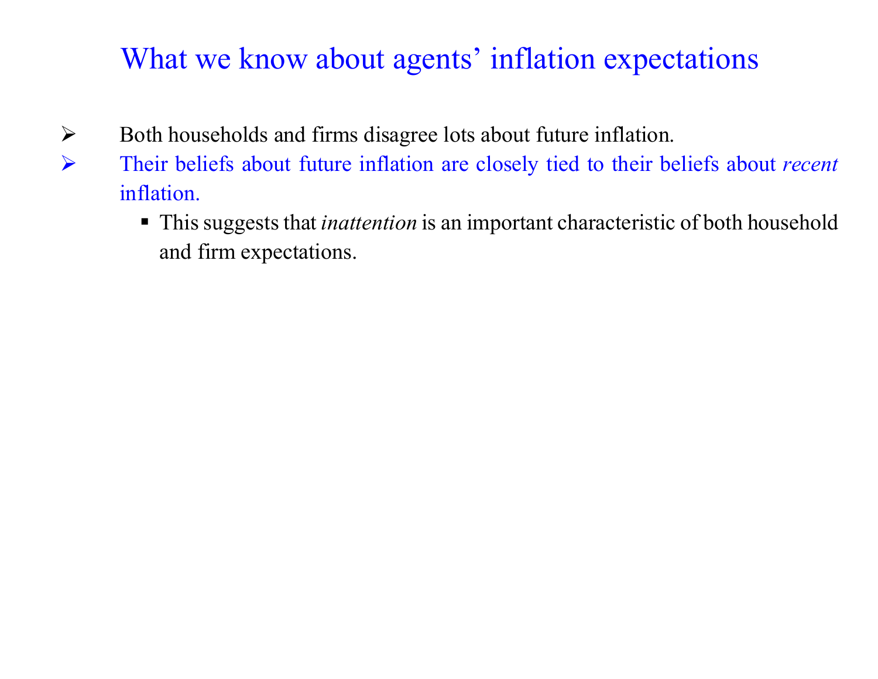# What we know about agents' inflation expectations

- Both households and firms disagree lots about future inflation.
- Their beliefs about future inflation are closely tied to their beliefs about *recent* inflation.
  - This suggests that *inattention* is an important characteristic of both household and firm expectations.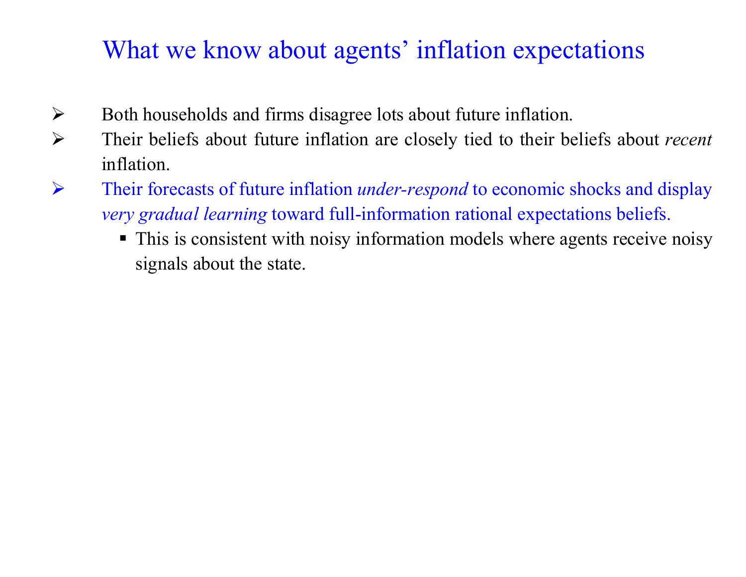# What we know about agents' inflation expectations

- Both households and firms disagree lots about future inflation.
- Their beliefs about future inflation are closely tied to their beliefs about *recent* inflation.
- Their forecasts of future inflation *under-respond* to economic shocks and display *very gradual learning* toward full-information rational expectations beliefs.
  - This is consistent with noisy information models where agents receive noisy signals about the state.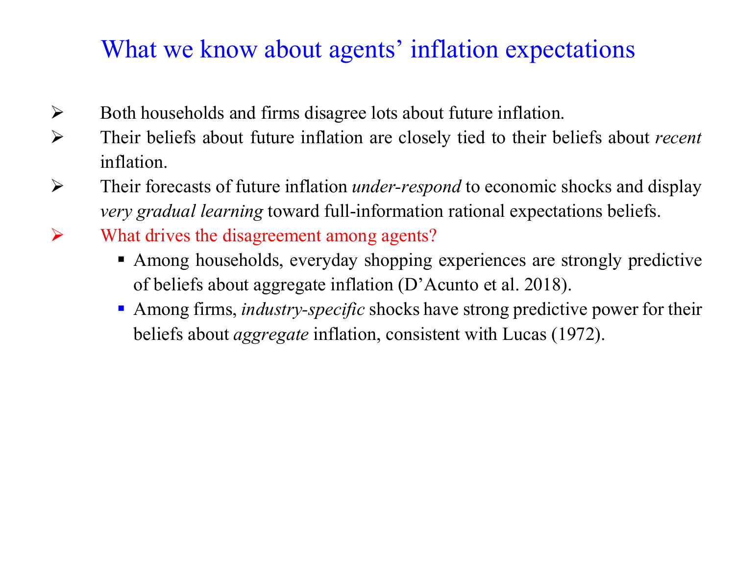# What we know about agents' inflation expectations

- Both households and firms disagree lots about future inflation.
- Their beliefs about future inflation are closely tied to their beliefs about *recent* inflation.
- Their forecasts of future inflation *under-respond* to economic shocks and display *very gradual learning* toward full-information rational expectations beliefs.
- What drives the disagreement among agents?
  - Among households, everyday shopping experiences are strongly predictive of beliefs about aggregate inflation (D'Acunto et al. 2018).
  - Among firms, *industry-specific* shocks have strong predictive power for their beliefs about *aggregate* inflation, consistent with Lucas (1972).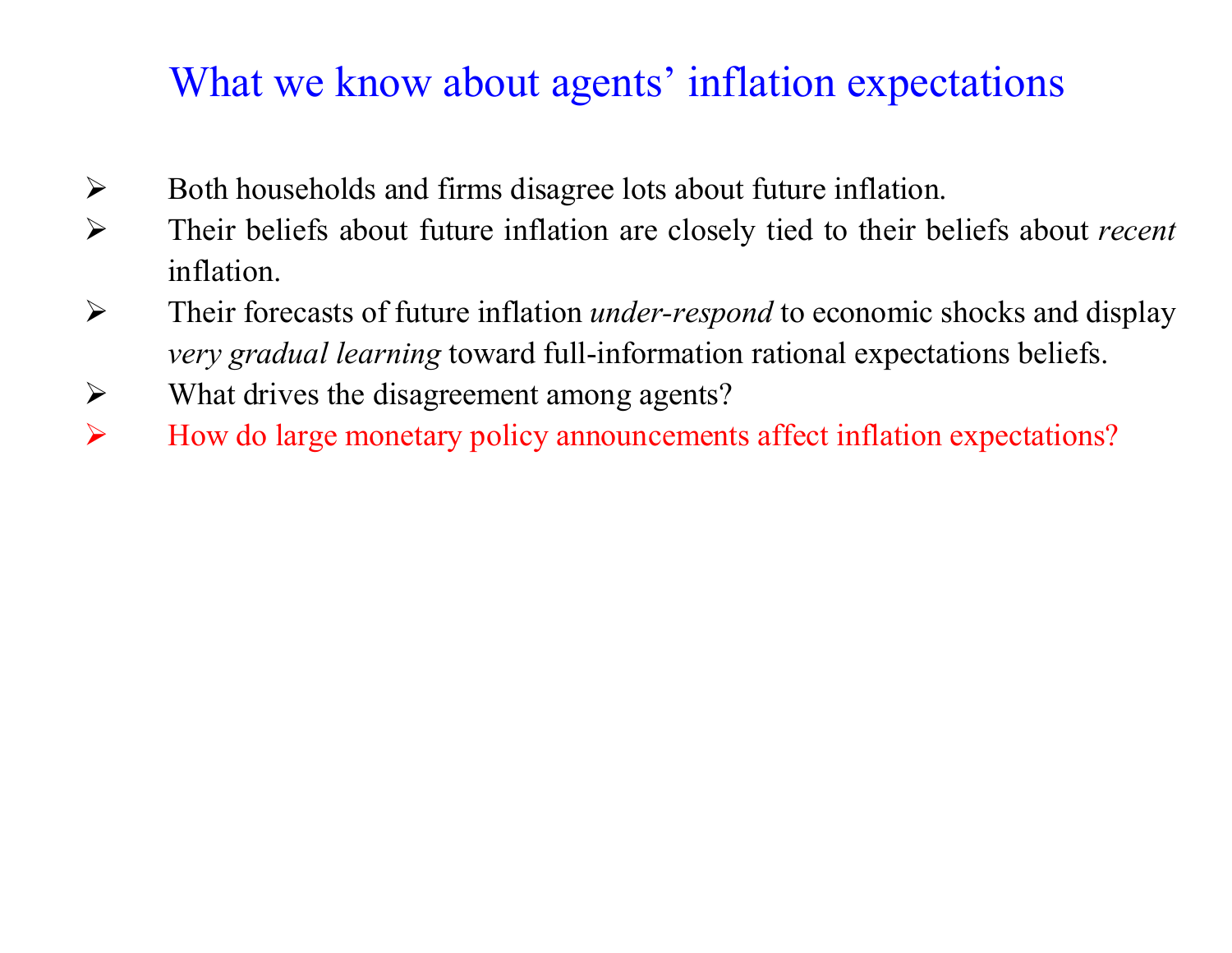# What we know about agents' inflation expectations

- Both households and firms disagree lots about future inflation.
- Their beliefs about future inflation are closely tied to their beliefs about *recent* inflation.
- Their forecasts of future inflation *under-respond* to economic shocks and display *very gradual learning* toward full-information rational expectations beliefs.
- What drives the disagreement among agents?
- How do large monetary policy announcements affect inflation expectations?